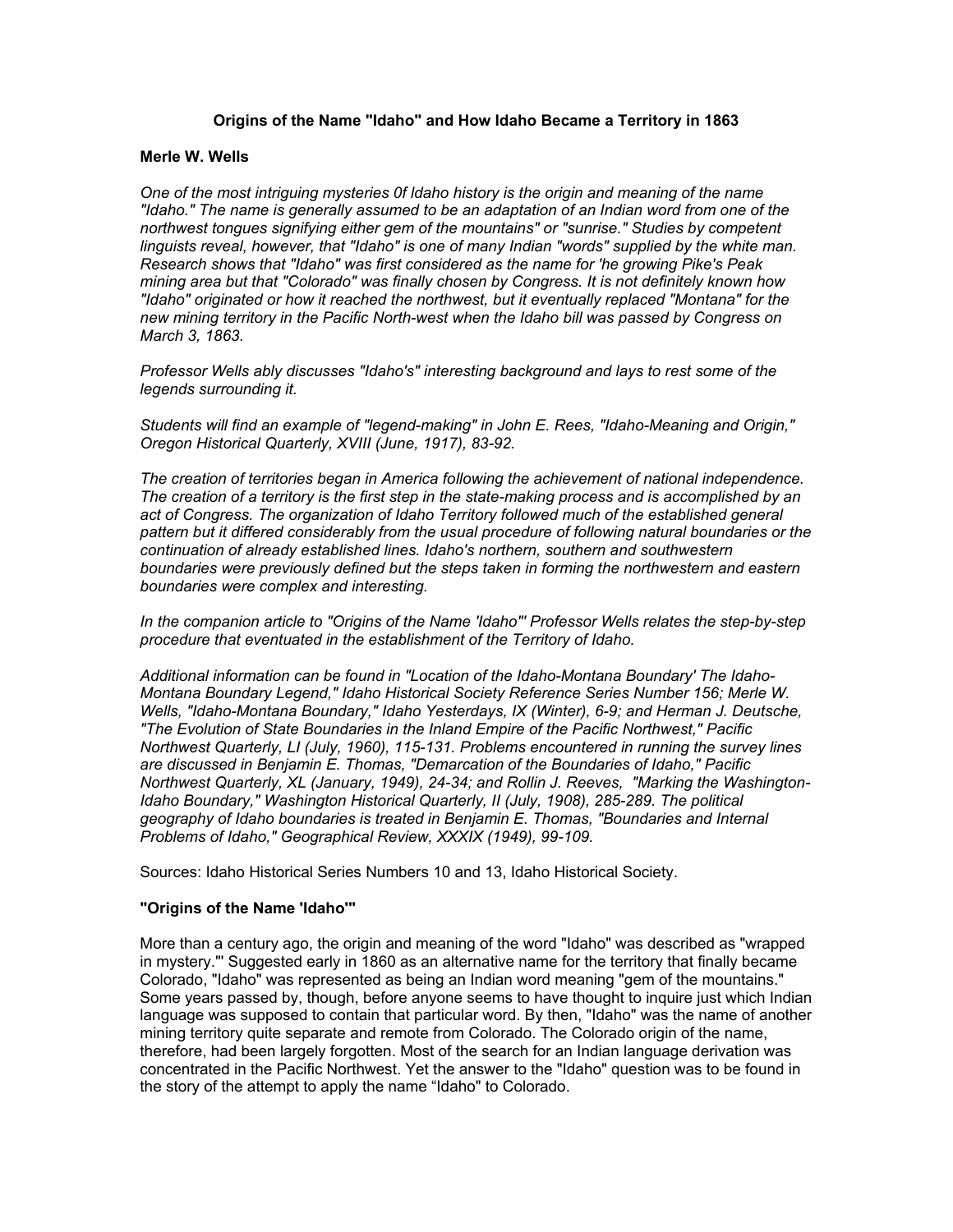**Origins of the Name "Idaho" and How Idaho Became a Territory in 1863**

**Merle W. Wells**

*One of the most intriguing mysteries 0f ldaho history is the origin and meaning of the name "Idaho." The name is generally assumed to be an adaptation of an Indian word from one of the northwest tongues signifying either gem of the mountains" or "sunrise." Studies by competent linguists reveal, however, that "Idaho" is one of many Indian "words" supplied by the white man. Research shows that "Idaho" was first considered as the name for 'he growing Pike's Peak mining area but that "Colorado" was finally chosen by Congress. It is not definitely known how "Idaho" originated or how it reached the northwest, but it eventually replaced "Montana" for the new mining territory in the Pacific North-west when the Idaho bill was passed by Congress on March 3, 1863.*

*Professor Wells ably discusses "Idaho's" interesting background and lays to rest some of the legends surrounding it.*

*Students will find an example of "legend-making" in John E. Rees, "Idaho-Meaning and Origin," Oregon Historical Quarterly, XVIII (June, 1917), 83-92.*

*The creation of territories began in America following the achievement of national independence. The creation of a territory is the first step in the state-making process and is accomplished by an act of Congress. The organization of Idaho Territory followed much of the established general pattern but it differed considerably from the usual procedure of following natural boundaries or the continuation of already established lines. Idaho's northern, southern and southwestern boundaries were previously defined but the steps taken in forming the northwestern and eastern boundaries were complex and interesting.*

*In the companion article to "Origins of the Name 'Idaho'" Professor Wells relates the step-by-step procedure that eventuated in the establishment of the Territory of Idaho.*

*Additional information can be found in "Location of the Idaho-Montana Boundary' The Idaho-Montana Boundary Legend," Idaho Historical Society Reference Series Number 156; Merle W. Wells, "Idaho-Montana Boundary," Idaho Yesterdays, IX (Winter), 6-9; and Herman J. Deutsche, "The Evolution of State Boundaries in the Inland Empire of the Pacific Northwest," Pacific Northwest Quarterly, LI (July, 1960), 115-131. Problems encountered in running the survey lines are discussed in Benjamin E. Thomas, "Demarcation of the Boundaries of Idaho," Pacific Northwest Quarterly, XL (January, 1949), 24-34; and Rollin J. Reeves, "Marking the Washington-Idaho Boundary," Washington Historical Quarterly, II (July, 1908), 285-289. The political geography of Idaho boundaries is treated in Benjamin E. Thomas, "Boundaries and Internal Problems of Idaho," Geographical Review, XXXIX (1949), 99-109.*

Sources: Idaho Historical Series Numbers 10 and 13, Idaho Historical Society.

**"Origins of the Name 'Idaho'"**

More than a century ago, the origin and meaning of the word "Idaho" was described as "wrapped in mystery."' Suggested early in 1860 as an alternative name for the territory that finally became Colorado, "Idaho" was represented as being an Indian word meaning "gem of the mountains." Some years passed by, though, before anyone seems to have thought to inquire just which Indian language was supposed to contain that particular word. By then, "Idaho" was the name of another mining territory quite separate and remote from Colorado. The Colorado origin of the name, therefore, had been largely forgotten. Most of the search for an Indian language derivation was concentrated in the Pacific Northwest. Yet the answer to the "Idaho" question was to be found in the story of the attempt to apply the name "Idaho" to Colorado.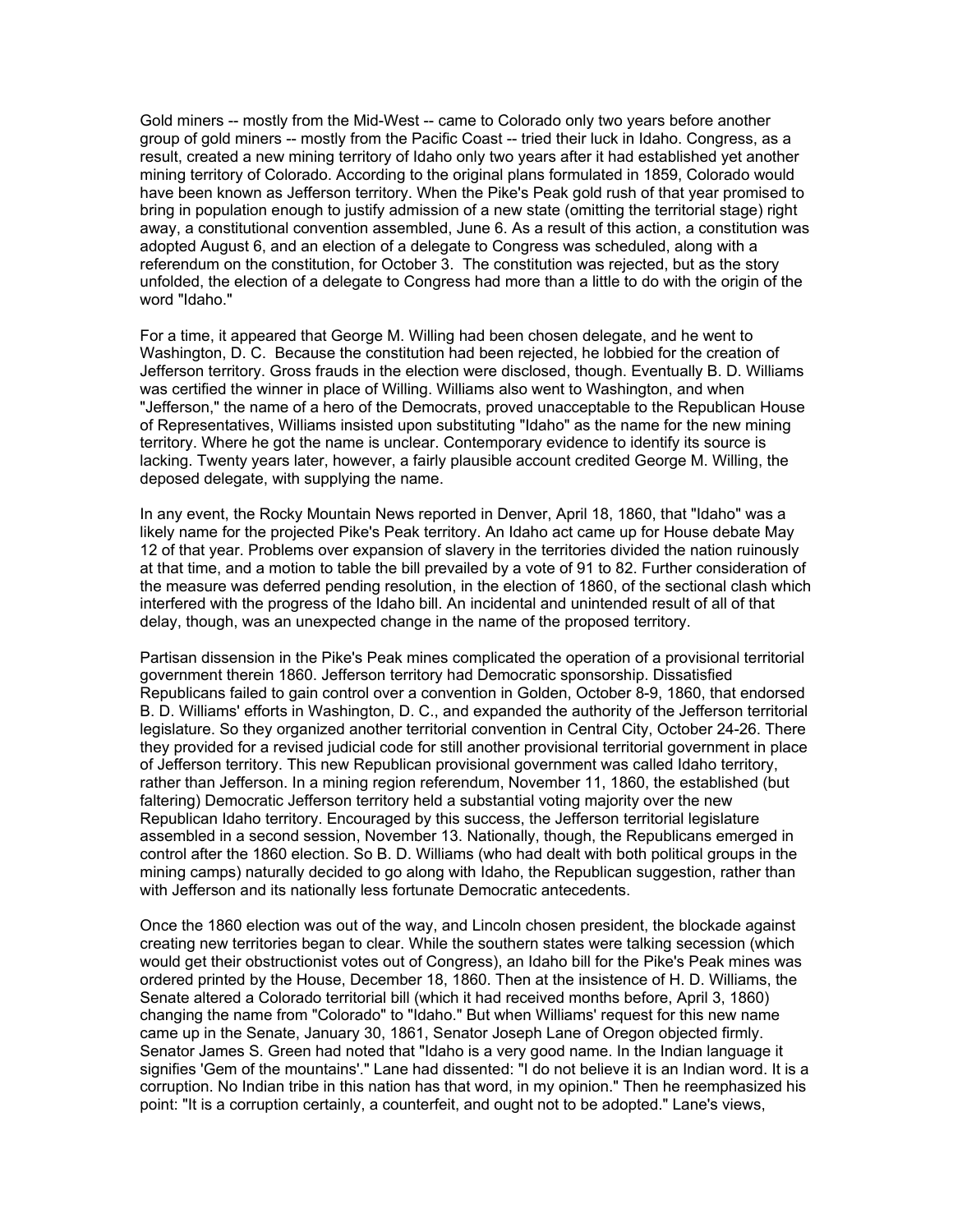Gold miners -- mostly from the Mid-West -- came to Colorado only two years before another group of gold miners -- mostly from the Pacific Coast -- tried their luck in Idaho. Congress, as a result, created a new mining territory of Idaho only two years after it had established yet another mining territory of Colorado. According to the original plans formulated in 1859, Colorado would have been known as Jefferson territory. When the Pike's Peak gold rush of that year promised to bring in population enough to justify admission of a new state (omitting the territorial stage) right away, a constitutional convention assembled, June 6. As a result of this action, a constitution was adopted August 6, and an election of a delegate to Congress was scheduled, along with a referendum on the constitution, for October 3. The constitution was rejected, but as the story unfolded, the election of a delegate to Congress had more than a little to do with the origin of the word "Idaho."

For a time, it appeared that George M. Willing had been chosen delegate, and he went to Washington, D. C. Because the constitution had been rejected, he lobbied for the creation of Jefferson territory. Gross frauds in the election were disclosed, though. Eventually B. D. Williams was certified the winner in place of Willing. Williams also went to Washington, and when "Jefferson," the name of a hero of the Democrats, proved unacceptable to the Republican House of Representatives, Williams insisted upon substituting "Idaho" as the name for the new mining territory. Where he got the name is unclear. Contemporary evidence to identify its source is lacking. Twenty years later, however, a fairly plausible account credited George M. Willing, the deposed delegate, with supplying the name.

In any event, the Rocky Mountain News reported in Denver, April 18, 1860, that "Idaho" was a likely name for the projected Pike's Peak territory. An Idaho act came up for House debate May 12 of that year. Problems over expansion of slavery in the territories divided the nation ruinously at that time, and a motion to table the bill prevailed by a vote of 91 to 82. Further consideration of the measure was deferred pending resolution, in the election of 1860, of the sectional clash which interfered with the progress of the Idaho bill. An incidental and unintended result of all of that delay, though, was an unexpected change in the name of the proposed territory.

Partisan dissension in the Pike's Peak mines complicated the operation of a provisional territorial government therein 1860. Jefferson territory had Democratic sponsorship. Dissatisfied Republicans failed to gain control over a convention in Golden, October 8-9, 1860, that endorsed B. D. Williams' efforts in Washington, D. C., and expanded the authority of the Jefferson territorial legislature. So they organized another territorial convention in Central City, October 24-26. There they provided for a revised judicial code for still another provisional territorial government in place of Jefferson territory. This new Republican provisional government was called Idaho territory, rather than Jefferson. In a mining region referendum, November 11, 1860, the established (but faltering) Democratic Jefferson territory held a substantial voting majority over the new Republican Idaho territory. Encouraged by this success, the Jefferson territorial legislature assembled in a second session, November 13. Nationally, though, the Republicans emerged in control after the 1860 election. So B. D. Williams (who had dealt with both political groups in the mining camps) naturally decided to go along with Idaho, the Republican suggestion, rather than with Jefferson and its nationally less fortunate Democratic antecedents.

Once the 1860 election was out of the way, and Lincoln chosen president, the blockade against creating new territories began to clear. While the southern states were talking secession (which would get their obstructionist votes out of Congress), an Idaho bill for the Pike's Peak mines was ordered printed by the House, December 18, 1860. Then at the insistence of H. D. Williams, the Senate altered a Colorado territorial bill (which it had received months before, April 3, 1860) changing the name from "Colorado" to "Idaho." But when Williams' request for this new name came up in the Senate, January 30, 1861, Senator Joseph Lane of Oregon objected firmly. Senator James S. Green had noted that "Idaho is a very good name. In the Indian language it signifies 'Gem of the mountains'." Lane had dissented: "I do not believe it is an Indian word. It is a corruption. No Indian tribe in this nation has that word, in my opinion." Then he reemphasized his point: "It is a corruption certainly, a counterfeit, and ought not to be adopted." Lane's views,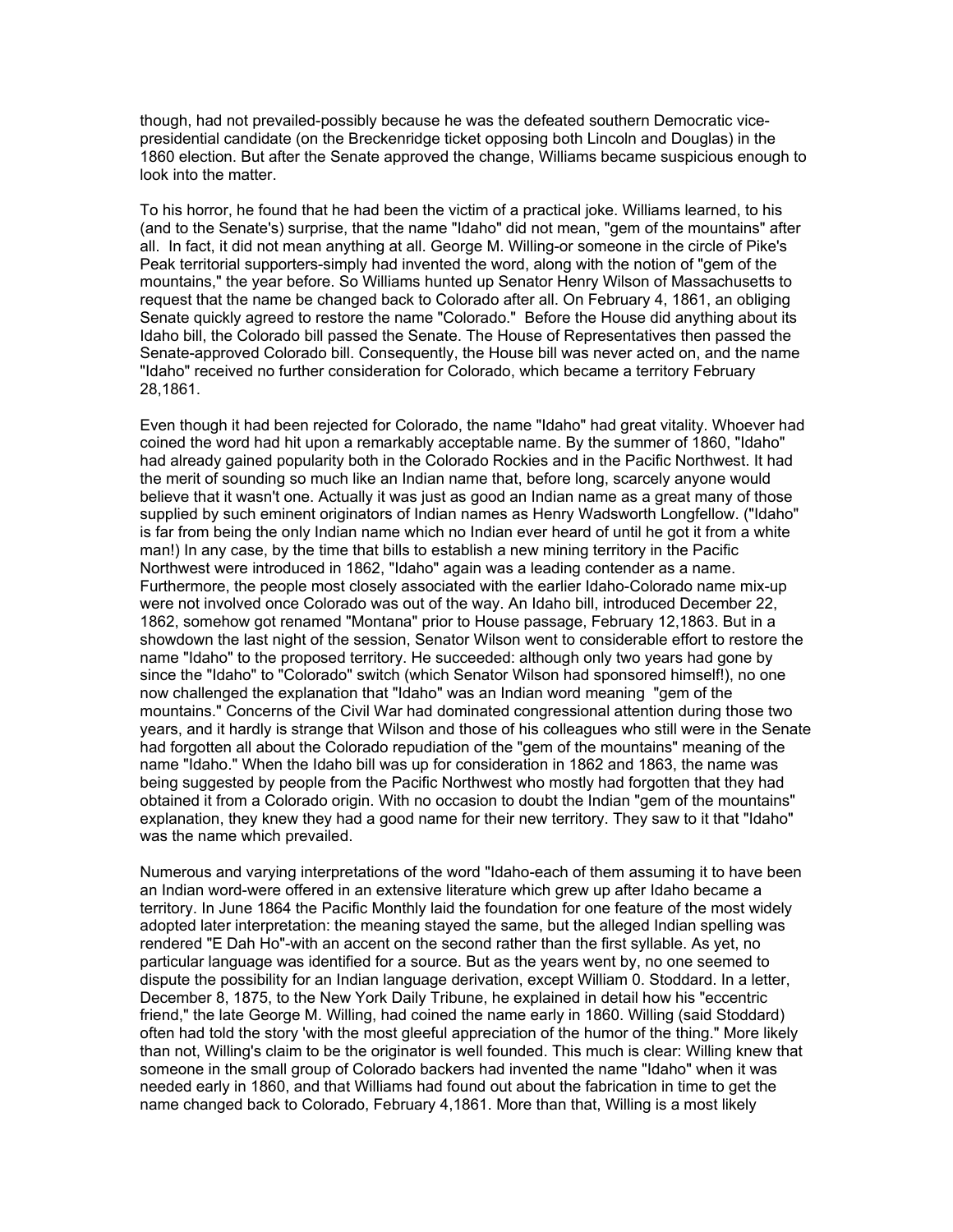though, had not prevailed-possibly because he was the defeated southern Democratic vice-presidential candidate (on the Breckenridge ticket opposing both Lincoln and Douglas) in the 1860 election. But after the Senate approved the change, Williams became suspicious enough to look into the matter.

To his horror, he found that he had been the victim of a practical joke. Williams learned, to his (and to the Senate's) surprise, that the name "Idaho" did not mean, "gem of the mountains" after all. In fact, it did not mean anything at all. George M. Willing-or someone in the circle of Pike's Peak territorial supporters-simply had invented the word, along with the notion of "gem of the mountains," the year before. So Williams hunted up Senator Henry Wilson of Massachusetts to request that the name be changed back to Colorado after all. On February 4, 1861, an obliging Senate quickly agreed to restore the name "Colorado." Before the House did anything about its Idaho bill, the Colorado bill passed the Senate. The House of Representatives then passed the Senate-approved Colorado bill. Consequently, the House bill was never acted on, and the name "Idaho" received no further consideration for Colorado, which became a territory February 28,1861.

Even though it had been rejected for Colorado, the name "Idaho" had great vitality. Whoever had coined the word had hit upon a remarkably acceptable name. By the summer of 1860, "Idaho" had already gained popularity both in the Colorado Rockies and in the Pacific Northwest. It had the merit of sounding so much like an Indian name that, before long, scarcely anyone would believe that it wasn't one. Actually it was just as good an Indian name as a great many of those supplied by such eminent originators of Indian names as Henry Wadsworth Longfellow. ("Idaho" is far from being the only Indian name which no Indian ever heard of until he got it from a white man!) In any case, by the time that bills to establish a new mining territory in the Pacific Northwest were introduced in 1862, "Idaho" again was a leading contender as a name. Furthermore, the people most closely associated with the earlier Idaho-Colorado name mix-up were not involved once Colorado was out of the way. An Idaho bill, introduced December 22, 1862, somehow got renamed "Montana" prior to House passage, February 12,1863. But in a showdown the last night of the session, Senator Wilson went to considerable effort to restore the name "Idaho" to the proposed territory. He succeeded: although only two years had gone by since the "Idaho" to "Colorado" switch (which Senator Wilson had sponsored himself!), no one now challenged the explanation that "Idaho" was an Indian word meaning "gem of the mountains." Concerns of the Civil War had dominated congressional attention during those two years, and it hardly is strange that Wilson and those of his colleagues who still were in the Senate had forgotten all about the Colorado repudiation of the "gem of the mountains" meaning of the name "Idaho." When the Idaho bill was up for consideration in 1862 and 1863, the name was being suggested by people from the Pacific Northwest who mostly had forgotten that they had obtained it from a Colorado origin. With no occasion to doubt the Indian "gem of the mountains" explanation, they knew they had a good name for their new territory. They saw to it that "Idaho" was the name which prevailed.

Numerous and varying interpretations of the word "Idaho-each of them assuming it to have been an Indian word-were offered in an extensive literature which grew up after Idaho became a territory. In June 1864 the Pacific Monthly laid the foundation for one feature of the most widely adopted later interpretation: the meaning stayed the same, but the alleged Indian spelling was rendered "E Dah Ho"-with an accent on the second rather than the first syllable. As yet, no particular language was identified for a source. But as the years went by, no one seemed to dispute the possibility for an Indian language derivation, except William 0. Stoddard. In a letter, December 8, 1875, to the New York Daily Tribune, he explained in detail how his "eccentric friend," the late George M. Willing, had coined the name early in 1860. Willing (said Stoddard) often had told the story 'with the most gleeful appreciation of the humor of the thing." More likely than not, Willing's claim to be the originator is well founded. This much is clear: Willing knew that someone in the small group of Colorado backers had invented the name "Idaho" when it was needed early in 1860, and that Williams had found out about the fabrication in time to get the name changed back to Colorado, February 4,1861. More than that, Willing is a most likely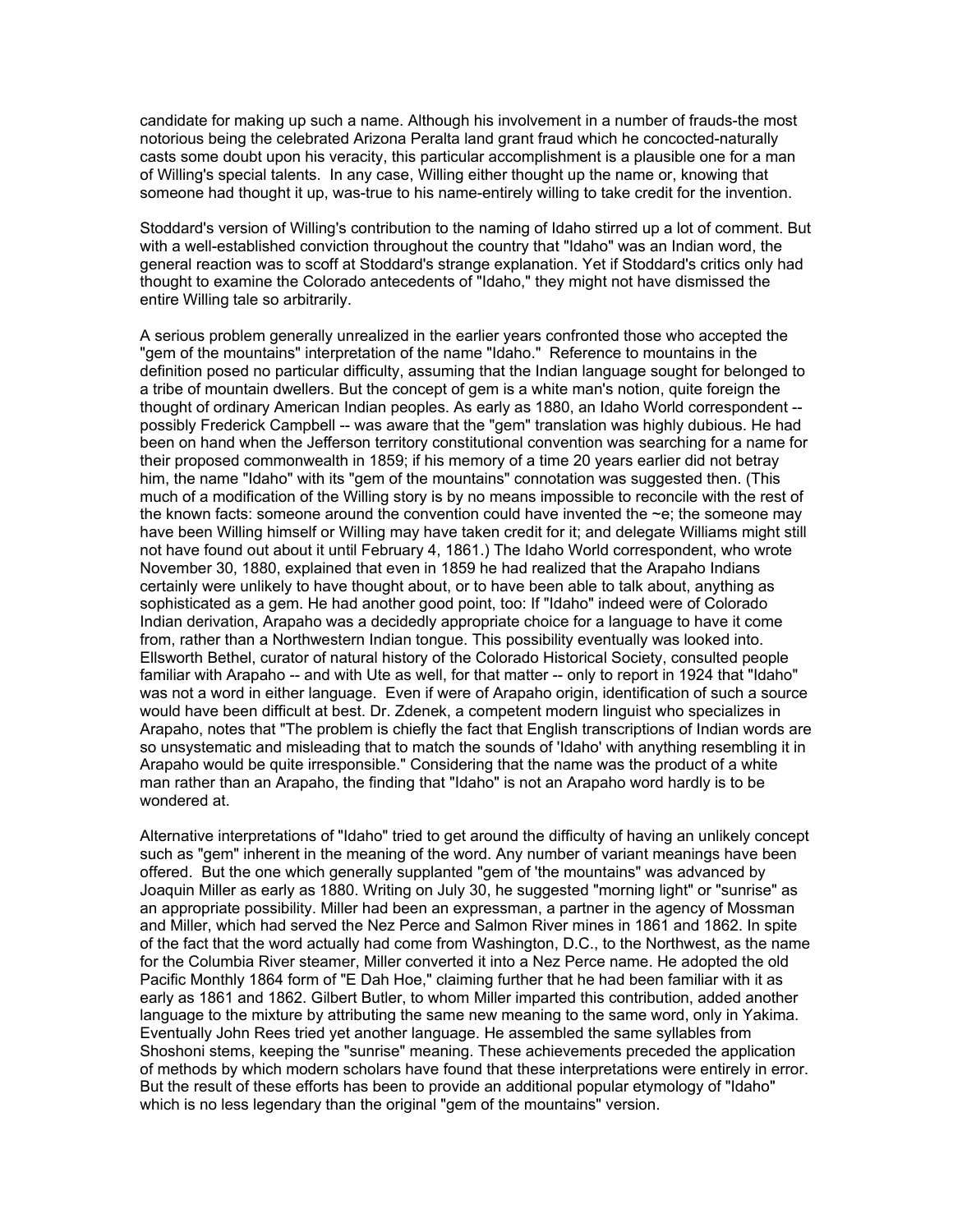candidate for making up such a name. Although his involvement in a number of frauds-the most notorious being the celebrated Arizona Peralta land grant fraud which he concocted-naturally casts some doubt upon his veracity, this particular accomplishment is a plausible one for a man of Willing's special talents. In any case, Willing either thought up the name or, knowing that someone had thought it up, was-true to his name-entirely willing to take credit for the invention.

Stoddard's version of Willing's contribution to the naming of Idaho stirred up a lot of comment. But with a well-established conviction throughout the country that "Idaho" was an Indian word, the general reaction was to scoff at Stoddard's strange explanation. Yet if Stoddard's critics only had thought to examine the Colorado antecedents of "Idaho," they might not have dismissed the entire Willing tale so arbitrarily.

A serious problem generally unrealized in the earlier years confronted those who accepted the "gem of the mountains" interpretation of the name "Idaho." Reference to mountains in the definition posed no particular difficulty, assuming that the Indian language sought for belonged to a tribe of mountain dwellers. But the concept of gem is a white man's notion, quite foreign the thought of ordinary American Indian peoples. As early as 1880, an Idaho World correspondent -- possibly Frederick Campbell -- was aware that the "gem" translation was highly dubious. He had been on hand when the Jefferson territory constitutional convention was searching for a name for their proposed commonwealth in 1859; if his memory of a time 20 years earlier did not betray him, the name "Idaho" with its "gem of the mountains" connotation was suggested then. (This much of a modification of the Willing story is by no means impossible to reconcile with the rest of the known facts: someone around the convention could have invented the ~e; the someone may have been Willing himself or Willing may have taken credit for it; and delegate Williams might still not have found out about it until February 4, 1861.) The Idaho World correspondent, who wrote November 30, 1880, explained that even in 1859 he had realized that the Arapaho Indians certainly were unlikely to have thought about, or to have been able to talk about, anything as sophisticated as a gem. He had another good point, too: If "Idaho" indeed were of Colorado Indian derivation, Arapaho was a decidedly appropriate choice for a language to have it come from, rather than a Northwestern Indian tongue. This possibility eventually was looked into. Ellsworth Bethel, curator of natural history of the Colorado Historical Society, consulted people familiar with Arapaho -- and with Ute as well, for that matter -- only to report in 1924 that "Idaho" was not a word in either language. Even if were of Arapaho origin, identification of such a source would have been difficult at best. Dr. Zdenek, a competent modern linguist who specializes in Arapaho, notes that "The problem is chiefly the fact that English transcriptions of Indian words are so unsystematic and misleading that to match the sounds of 'Idaho' with anything resembling it in Arapaho would be quite irresponsible." Considering that the name was the product of a white man rather than an Arapaho, the finding that "Idaho" is not an Arapaho word hardly is to be wondered at.

Alternative interpretations of "Idaho" tried to get around the difficulty of having an unlikely concept such as "gem" inherent in the meaning of the word. Any number of variant meanings have been offered. But the one which generally supplanted "gem of 'the mountains" was advanced by Joaquin Miller as early as 1880. Writing on July 30, he suggested "morning light" or "sunrise" as an appropriate possibility. Miller had been an expressman, a partner in the agency of Mossman and Miller, which had served the Nez Perce and Salmon River mines in 1861 and 1862. In spite of the fact that the word actually had come from Washington, D.C., to the Northwest, as the name for the Columbia River steamer, Miller converted it into a Nez Perce name. He adopted the old Pacific Monthly 1864 form of "E Dah Hoe," claiming further that he had been familiar with it as early as 1861 and 1862. Gilbert Butler, to whom Miller imparted this contribution, added another language to the mixture by attributing the same new meaning to the same word, only in Yakima. Eventually John Rees tried yet another language. He assembled the same syllables from Shoshoni stems, keeping the "sunrise" meaning. These achievements preceded the application of methods by which modern scholars have found that these interpretations were entirely in error. But the result of these efforts has been to provide an additional popular etymology of "Idaho" which is no less legendary than the original "gem of the mountains" version.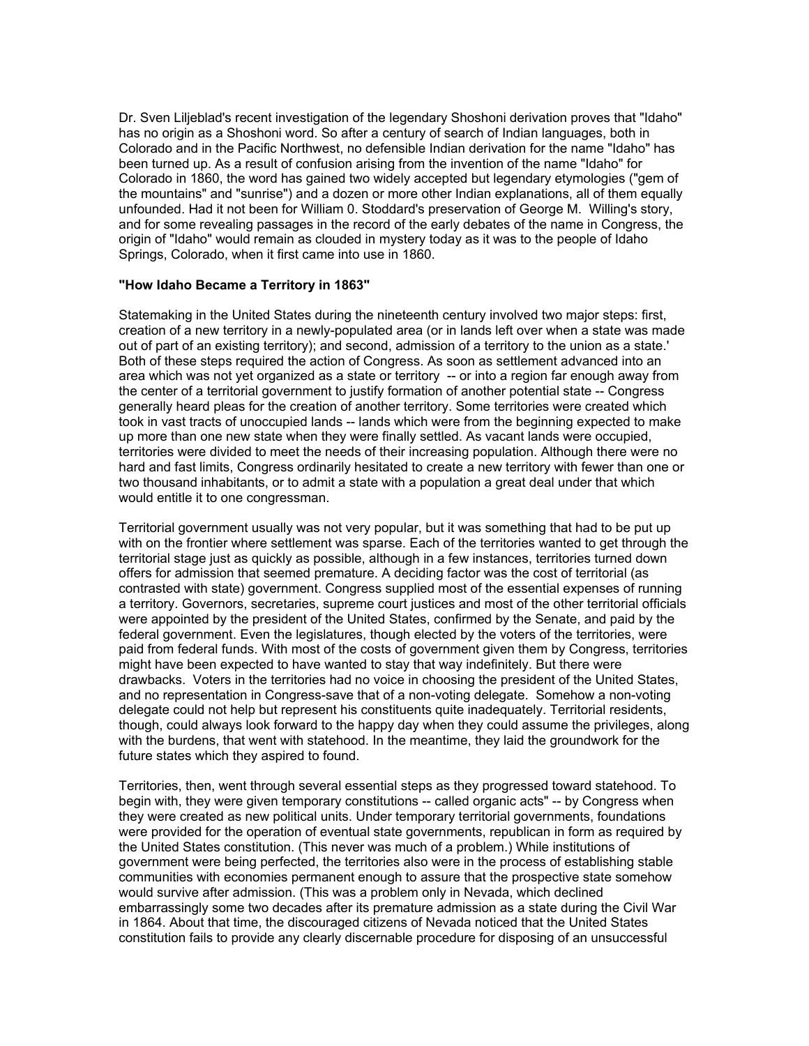Dr. Sven Liljeblad's recent investigation of the legendary Shoshoni derivation proves that "Idaho" has no origin as a Shoshoni word. So after a century of search of Indian languages, both in Colorado and in the Pacific Northwest, no defensible Indian derivation for the name "Idaho" has been turned up. As a result of confusion arising from the invention of the name "Idaho" for Colorado in 1860, the word has gained two widely accepted but legendary etymologies ("gem of the mountains" and "sunrise") and a dozen or more other Indian explanations, all of them equally unfounded. Had it not been for William 0. Stoddard's preservation of George M. Willing's story, and for some revealing passages in the record of the early debates of the name in Congress, the origin of "Idaho" would remain as clouded in mystery today as it was to the people of Idaho Springs, Colorado, when it first came into use in 1860.

**"How Idaho Became a Territory in 1863"**

Statemaking in the United States during the nineteenth century involved two major steps: first, creation of a new territory in a newly-populated area (or in lands left over when a state was made out of part of an existing territory); and second, admission of a territory to the union as a state.' Both of these steps required the action of Congress. As soon as settlement advanced into an area which was not yet organized as a state or territory -- or into a region far enough away from the center of a territorial government to justify formation of another potential state -- Congress generally heard pleas for the creation of another territory. Some territories were created which took in vast tracts of unoccupied lands -- lands which were from the beginning expected to make up more than one new state when they were finally settled. As vacant lands were occupied, territories were divided to meet the needs of their increasing population. Although there were no hard and fast limits, Congress ordinarily hesitated to create a new territory with fewer than one or two thousand inhabitants, or to admit a state with a population a great deal under that which would entitle it to one congressman.

Territorial government usually was not very popular, but it was something that had to be put up with on the frontier where settlement was sparse. Each of the territories wanted to get through the territorial stage just as quickly as possible, although in a few instances, territories turned down offers for admission that seemed premature. A deciding factor was the cost of territorial (as contrasted with state) government. Congress supplied most of the essential expenses of running a territory. Governors, secretaries, supreme court justices and most of the other territorial officials were appointed by the president of the United States, confirmed by the Senate, and paid by the federal government. Even the legislatures, though elected by the voters of the territories, were paid from federal funds. With most of the costs of government given them by Congress, territories might have been expected to have wanted to stay that way indefinitely. But there were drawbacks. Voters in the territories had no voice in choosing the president of the United States, and no representation in Congress-save that of a non-voting delegate. Somehow a non-voting delegate could not help but represent his constituents quite inadequately. Territorial residents, though, could always look forward to the happy day when they could assume the privileges, along with the burdens, that went with statehood. In the meantime, they laid the groundwork for the future states which they aspired to found.

Territories, then, went through several essential steps as they progressed toward statehood. To begin with, they were given temporary constitutions -- called organic acts" -- by Congress when they were created as new political units. Under temporary territorial governments, foundations were provided for the operation of eventual state governments, republican in form as required by the United States constitution. (This never was much of a problem.) While institutions of government were being perfected, the territories also were in the process of establishing stable communities with economies permanent enough to assure that the prospective state somehow would survive after admission. (This was a problem only in Nevada, which declined embarrassingly some two decades after its premature admission as a state during the Civil War in 1864. About that time, the discouraged citizens of Nevada noticed that the United States constitution fails to provide any clearly discernable procedure for disposing of an unsuccessful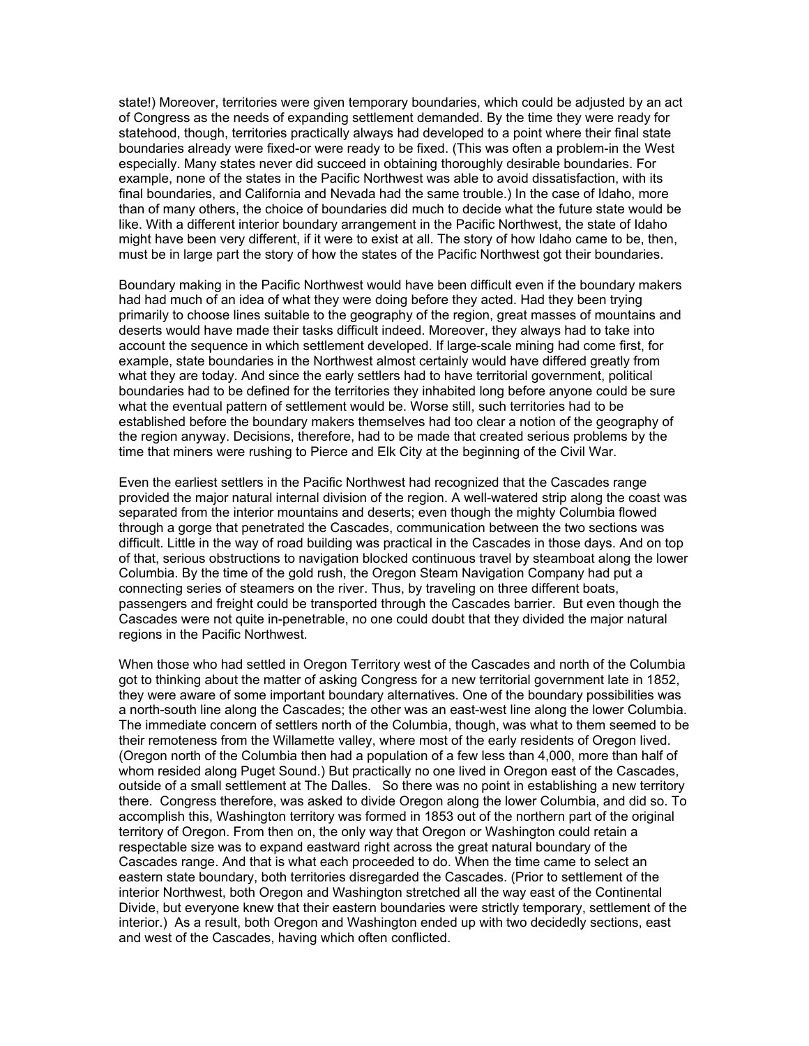state!) Moreover, territories were given temporary boundaries, which could be adjusted by an act of Congress as the needs of expanding settlement demanded. By the time they were ready for statehood, though, territories practically always had developed to a point where their final state boundaries already were fixed-or were ready to be fixed. (This was often a problem-in the West especially. Many states never did succeed in obtaining thoroughly desirable boundaries. For example, none of the states in the Pacific Northwest was able to avoid dissatisfaction, with its final boundaries, and California and Nevada had the same trouble.) In the case of Idaho, more than of many others, the choice of boundaries did much to decide what the future state would be like. With a different interior boundary arrangement in the Pacific Northwest, the state of Idaho might have been very different, if it were to exist at all. The story of how Idaho came to be, then, must be in large part the story of how the states of the Pacific Northwest got their boundaries.

Boundary making in the Pacific Northwest would have been difficult even if the boundary makers had had much of an idea of what they were doing before they acted. Had they been trying primarily to choose lines suitable to the geography of the region, great masses of mountains and deserts would have made their tasks difficult indeed. Moreover, they always had to take into account the sequence in which settlement developed. If large-scale mining had come first, for example, state boundaries in the Northwest almost certainly would have differed greatly from what they are today. And since the early settlers had to have territorial government, political boundaries had to be defined for the territories they inhabited long before anyone could be sure what the eventual pattern of settlement would be. Worse still, such territories had to be established before the boundary makers themselves had too clear a notion of the geography of the region anyway. Decisions, therefore, had to be made that created serious problems by the time that miners were rushing to Pierce and Elk City at the beginning of the Civil War.

Even the earliest settlers in the Pacific Northwest had recognized that the Cascades range provided the major natural internal division of the region. A well-watered strip along the coast was separated from the interior mountains and deserts; even though the mighty Columbia flowed through a gorge that penetrated the Cascades, communication between the two sections was difficult. Little in the way of road building was practical in the Cascades in those days. And on top of that, serious obstructions to navigation blocked continuous travel by steamboat along the lower Columbia. By the time of the gold rush, the Oregon Steam Navigation Company had put a connecting series of steamers on the river. Thus, by traveling on three different boats, passengers and freight could be transported through the Cascades barrier. But even though the Cascades were not quite in-penetrable, no one could doubt that they divided the major natural regions in the Pacific Northwest.

When those who had settled in Oregon Territory west of the Cascades and north of the Columbia got to thinking about the matter of asking Congress for a new territorial government late in 1852, they were aware of some important boundary alternatives. One of the boundary possibilities was a north-south line along the Cascades; the other was an east-west line along the lower Columbia. The immediate concern of settlers north of the Columbia, though, was what to them seemed to be their remoteness from the Willamette valley, where most of the early residents of Oregon lived. (Oregon north of the Columbia then had a population of a few less than 4,000, more than half of whom resided along Puget Sound.) But practically no one lived in Oregon east of the Cascades, outside of a small settlement at The Dalles. So there was no point in establishing a new territory there. Congress therefore, was asked to divide Oregon along the lower Columbia, and did so. To accomplish this, Washington territory was formed in 1853 out of the northern part of the original territory of Oregon. From then on, the only way that Oregon or Washington could retain a respectable size was to expand eastward right across the great natural boundary of the Cascades range. And that is what each proceeded to do. When the time came to select an eastern state boundary, both territories disregarded the Cascades. (Prior to settlement of the interior Northwest, both Oregon and Washington stretched all the way east of the Continental Divide, but everyone knew that their eastern boundaries were strictly temporary, settlement of the interior.) As a result, both Oregon and Washington ended up with two decidedly sections, east and west of the Cascades, having which often conflicted.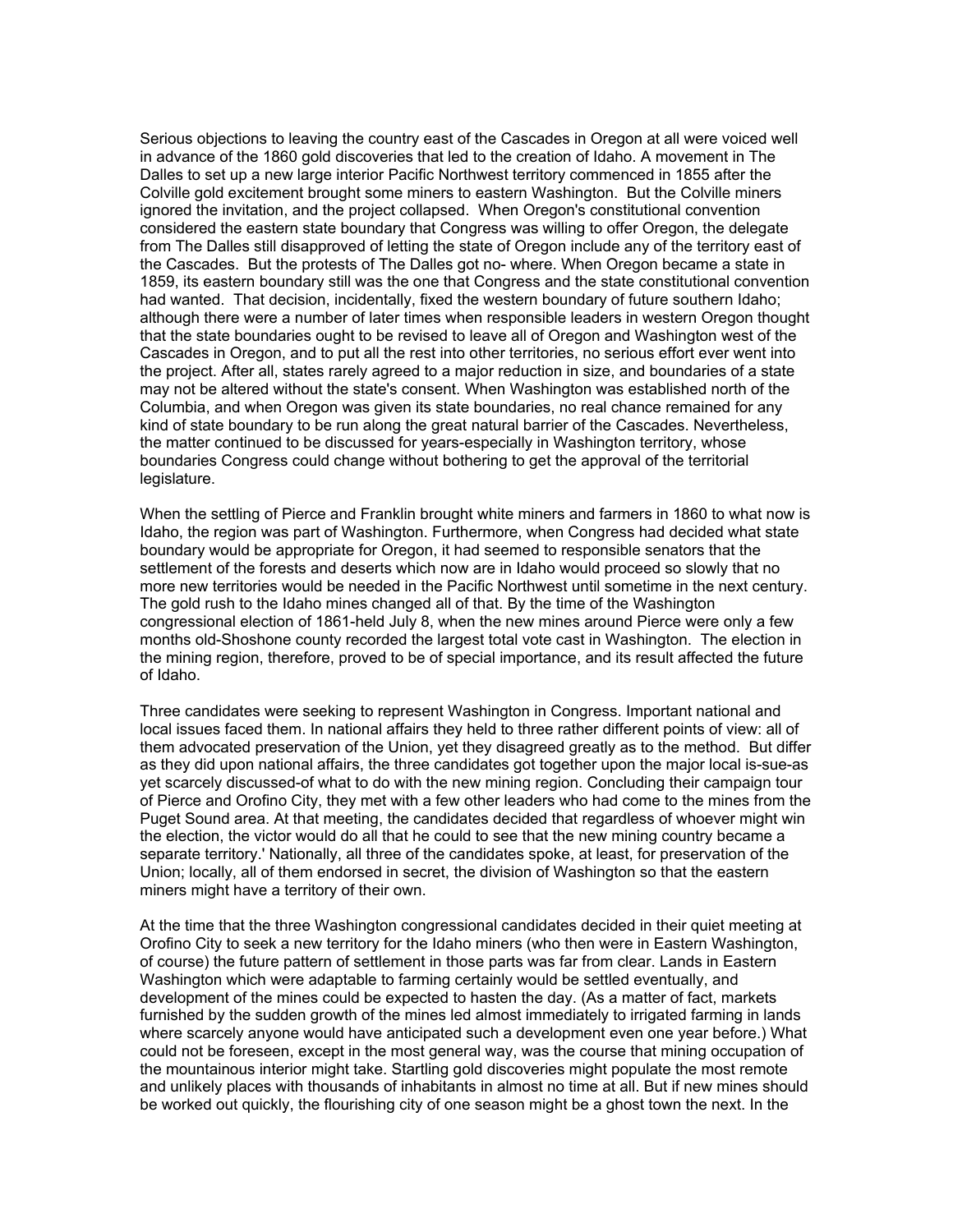Serious objections to leaving the country east of the Cascades in Oregon at all were voiced well in advance of the 1860 gold discoveries that led to the creation of Idaho. A movement in The Dalles to set up a new large interior Pacific Northwest territory commenced in 1855 after the Colville gold excitement brought some miners to eastern Washington. But the Colville miners ignored the invitation, and the project collapsed. When Oregon's constitutional convention considered the eastern state boundary that Congress was willing to offer Oregon, the delegate from The Dalles still disapproved of letting the state of Oregon include any of the territory east of the Cascades. But the protests of The Dalles got no- where. When Oregon became a state in 1859, its eastern boundary still was the one that Congress and the state constitutional convention had wanted. That decision, incidentally, fixed the western boundary of future southern Idaho; although there were a number of later times when responsible leaders in western Oregon thought that the state boundaries ought to be revised to leave all of Oregon and Washington west of the Cascades in Oregon, and to put all the rest into other territories, no serious effort ever went into the project. After all, states rarely agreed to a major reduction in size, and boundaries of a state may not be altered without the state's consent. When Washington was established north of the Columbia, and when Oregon was given its state boundaries, no real chance remained for any kind of state boundary to be run along the great natural barrier of the Cascades. Nevertheless, the matter continued to be discussed for years-especially in Washington territory, whose boundaries Congress could change without bothering to get the approval of the territorial legislature.

When the settling of Pierce and Franklin brought white miners and farmers in 1860 to what now is Idaho, the region was part of Washington. Furthermore, when Congress had decided what state boundary would be appropriate for Oregon, it had seemed to responsible senators that the settlement of the forests and deserts which now are in Idaho would proceed so slowly that no more new territories would be needed in the Pacific Northwest until sometime in the next century. The gold rush to the Idaho mines changed all of that. By the time of the Washington congressional election of 1861-held July 8, when the new mines around Pierce were only a few months old-Shoshone county recorded the largest total vote cast in Washington. The election in the mining region, therefore, proved to be of special importance, and its result affected the future of Idaho.

Three candidates were seeking to represent Washington in Congress. Important national and local issues faced them. In national affairs they held to three rather different points of view: all of them advocated preservation of the Union, yet they disagreed greatly as to the method. But differ as they did upon national affairs, the three candidates got together upon the major local is-sue-as yet scarcely discussed-of what to do with the new mining region. Concluding their campaign tour of Pierce and Orofino City, they met with a few other leaders who had come to the mines from the Puget Sound area. At that meeting, the candidates decided that regardless of whoever might win the election, the victor would do all that he could to see that the new mining country became a separate territory.' Nationally, all three of the candidates spoke, at least, for preservation of the Union; locally, all of them endorsed in secret, the division of Washington so that the eastern miners might have a territory of their own.

At the time that the three Washington congressional candidates decided in their quiet meeting at Orofino City to seek a new territory for the Idaho miners (who then were in Eastern Washington, of course) the future pattern of settlement in those parts was far from clear. Lands in Eastern Washington which were adaptable to farming certainly would be settled eventually, and development of the mines could be expected to hasten the day. (As a matter of fact, markets furnished by the sudden growth of the mines led almost immediately to irrigated farming in lands where scarcely anyone would have anticipated such a development even one year before.) What could not be foreseen, except in the most general way, was the course that mining occupation of the mountainous interior might take. Startling gold discoveries might populate the most remote and unlikely places with thousands of inhabitants in almost no time at all. But if new mines should be worked out quickly, the flourishing city of one season might be a ghost town the next. In the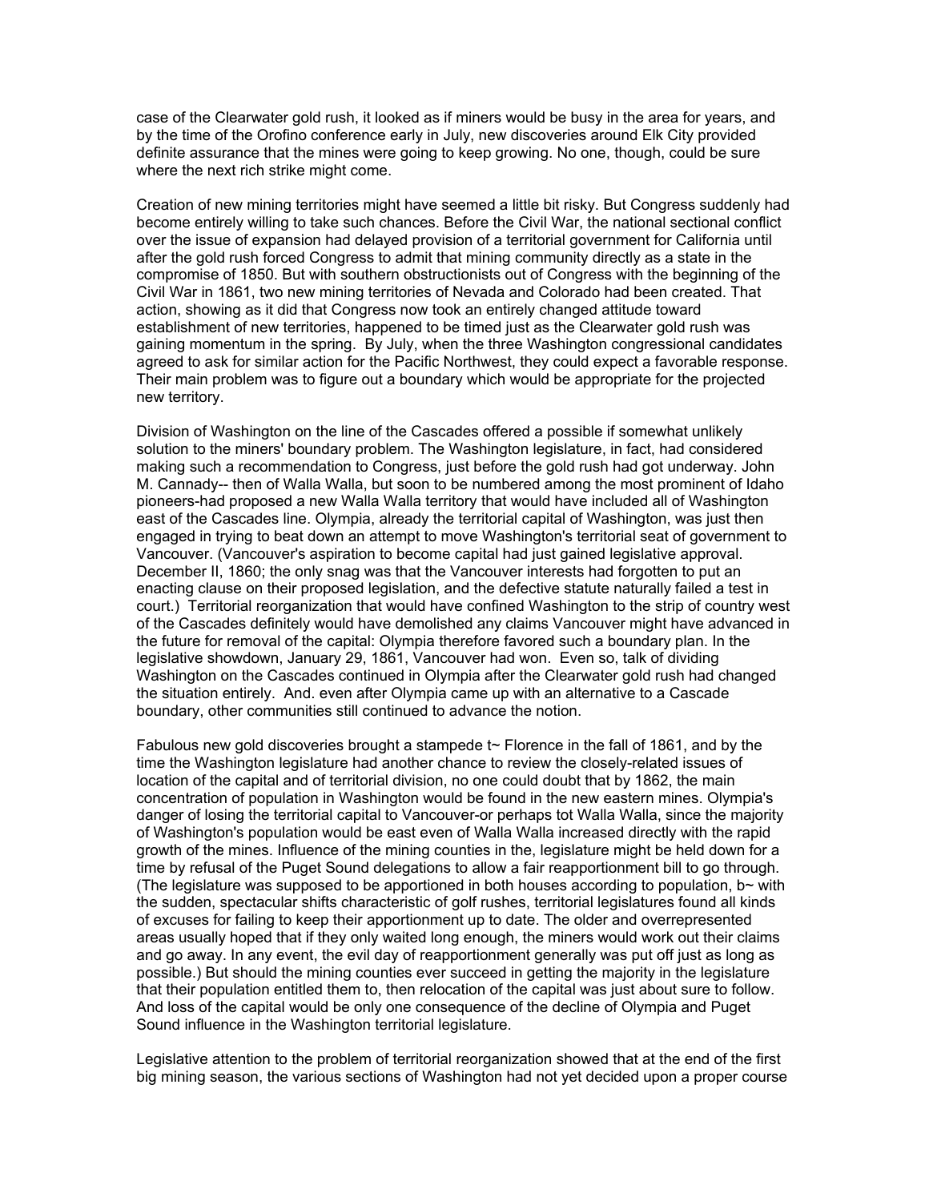case of the Clearwater gold rush, it looked as if miners would be busy in the area for years, and by the time of the Orofino conference early in July, new discoveries around Elk City provided definite assurance that the mines were going to keep growing. No one, though, could be sure where the next rich strike might come.

Creation of new mining territories might have seemed a little bit risky. But Congress suddenly had become entirely willing to take such chances. Before the Civil War, the national sectional conflict over the issue of expansion had delayed provision of a territorial government for California until after the gold rush forced Congress to admit that mining community directly as a state in the compromise of 1850. But with southern obstructionists out of Congress with the beginning of the Civil War in 1861, two new mining territories of Nevada and Colorado had been created. That action, showing as it did that Congress now took an entirely changed attitude toward establishment of new territories, happened to be timed just as the Clearwater gold rush was gaining momentum in the spring. By July, when the three Washington congressional candidates agreed to ask for similar action for the Pacific Northwest, they could expect a favorable response. Their main problem was to figure out a boundary which would be appropriate for the projected new territory.

Division of Washington on the line of the Cascades offered a possible if somewhat unlikely solution to the miners' boundary problem. The Washington legislature, in fact, had considered making such a recommendation to Congress, just before the gold rush had got underway. John M. Cannady-- then of Walla Walla, but soon to be numbered among the most prominent of Idaho pioneers-had proposed a new Walla Walla territory that would have included all of Washington east of the Cascades line. Olympia, already the territorial capital of Washington, was just then engaged in trying to beat down an attempt to move Washington's territorial seat of government to Vancouver. (Vancouver's aspiration to become capital had just gained legislative approval. December II, 1860; the only snag was that the Vancouver interests had forgotten to put an enacting clause on their proposed legislation, and the defective statute naturally failed a test in court.) Territorial reorganization that would have confined Washington to the strip of country west of the Cascades definitely would have demolished any claims Vancouver might have advanced in the future for removal of the capital: Olympia therefore favored such a boundary plan. In the legislative showdown, January 29, 1861, Vancouver had won. Even so, talk of dividing Washington on the Cascades continued in Olympia after the Clearwater gold rush had changed the situation entirely. And. even after Olympia came up with an alternative to a Cascade boundary, other communities still continued to advance the notion.

Fabulous new gold discoveries brought a stampede t~ Florence in the fall of 1861, and by the time the Washington legislature had another chance to review the closely-related issues of location of the capital and of territorial division, no one could doubt that by 1862, the main concentration of population in Washington would be found in the new eastern mines. Olympia's danger of losing the territorial capital to Vancouver-or perhaps tot Walla Walla, since the majority of Washington's population would be east even of Walla Walla increased directly with the rapid growth of the mines. Influence of the mining counties in the, legislature might be held down for a time by refusal of the Puget Sound delegations to allow a fair reapportionment bill to go through. (The legislature was supposed to be apportioned in both houses according to population, b~ with the sudden, spectacular shifts characteristic of golf rushes, territorial legislatures found all kinds of excuses for failing to keep their apportionment up to date. The older and overrepresented areas usually hoped that if they only waited long enough, the miners would work out their claims and go away. In any event, the evil day of reapportionment generally was put off just as long as possible.) But should the mining counties ever succeed in getting the majority in the legislature that their population entitled them to, then relocation of the capital was just about sure to follow. And loss of the capital would be only one consequence of the decline of Olympia and Puget Sound influence in the Washington territorial legislature.

Legislative attention to the problem of territorial reorganization showed that at the end of the first big mining season, the various sections of Washington had not yet decided upon a proper course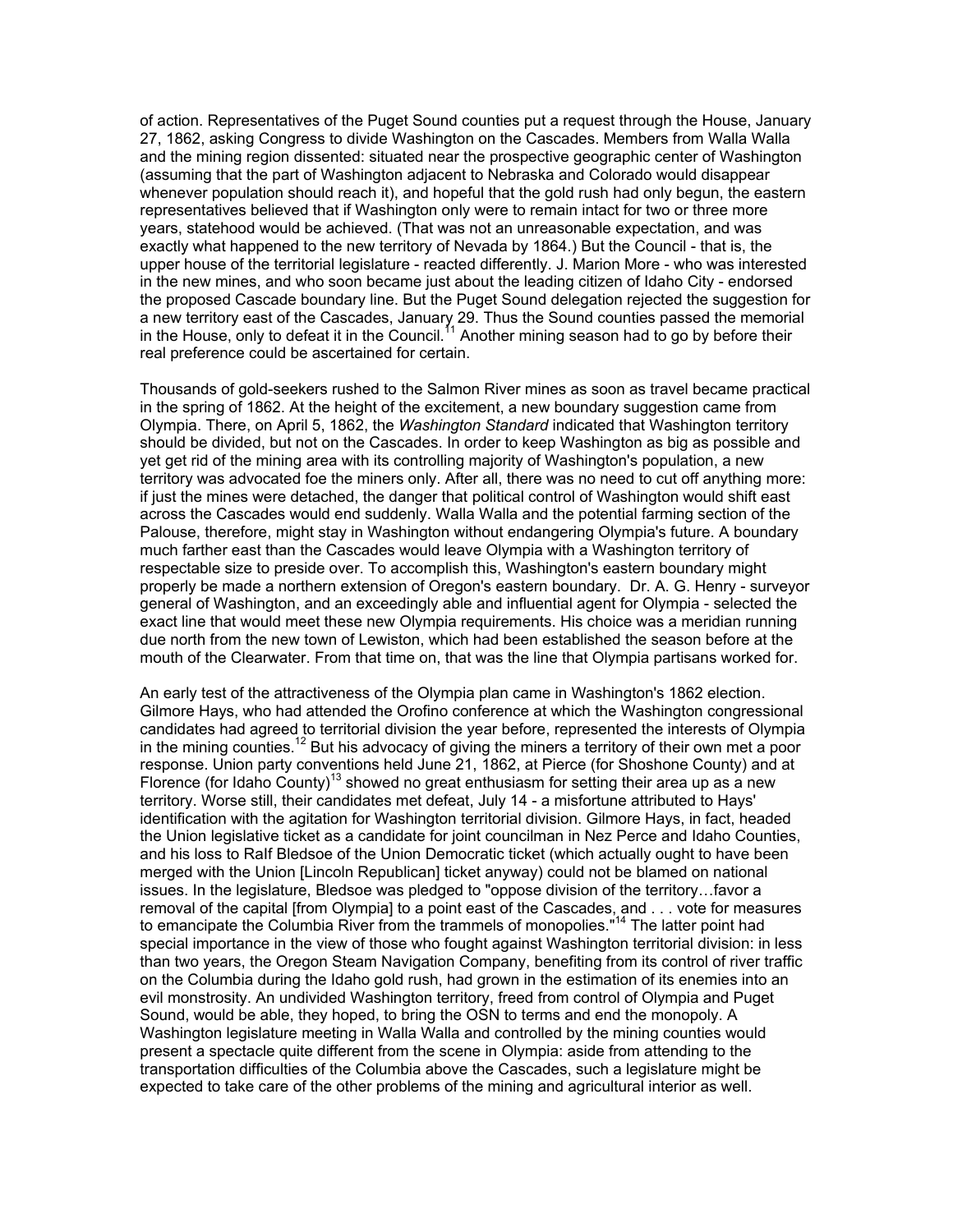of action. Representatives of the Puget Sound counties put a request through the House, January 27, 1862, asking Congress to divide Washington on the Cascades. Members from Walla Walla and the mining region dissented: situated near the prospective geographic center of Washington (assuming that the part of Washington adjacent to Nebraska and Colorado would disappear whenever population should reach it), and hopeful that the gold rush had only begun, the eastern representatives believed that if Washington only were to remain intact for two or three more years, statehood would be achieved. (That was not an unreasonable expectation, and was exactly what happened to the new territory of Nevada by 1864.) But the Council - that is, the upper house of the territorial legislature - reacted differently. J. Marion More - who was interested in the new mines, and who soon became just about the leading citizen of Idaho City - endorsed the proposed Cascade boundary line. But the Puget Sound delegation rejected the suggestion for a new territory east of the Cascades, January 29. Thus the Sound counties passed the memorial in the House, only to defeat it in the Council.[11] Another mining season had to go by before their real preference could be ascertained for certain.

Thousands of gold-seekers rushed to the Salmon River mines as soon as travel became practical in the spring of 1862. At the height of the excitement, a new boundary suggestion came from Olympia. There, on April 5, 1862, the *Washington Standard* indicated that Washington territory should be divided, but not on the Cascades. In order to keep Washington as big as possible and yet get rid of the mining area with its controlling majority of Washington's population, a new territory was advocated foe the miners only. After all, there was no need to cut off anything more: if just the mines were detached, the danger that political control of Washington would shift east across the Cascades would end suddenly. Walla Walla and the potential farming section of the Palouse, therefore, might stay in Washington without endangering Olympia's future. A boundary much farther east than the Cascades would leave Olympia with a Washington territory of respectable size to preside over. To accomplish this, Washington's eastern boundary might properly be made a northern extension of Oregon's eastern boundary. Dr. A. G. Henry - surveyor general of Washington, and an exceedingly able and influential agent for Olympia - selected the exact line that would meet these new Olympia requirements. His choice was a meridian running due north from the new town of Lewiston, which had been established the season before at the mouth of the Clearwater. From that time on, that was the line that Olympia partisans worked for.

An early test of the attractiveness of the Olympia plan came in Washington's 1862 election. Gilmore Hays, who had attended the Orofino conference at which the Washington congressional candidates had agreed to territorial division the year before, represented the interests of Olympia in the mining counties.[12] But his advocacy of giving the miners a territory of their own met a poor response. Union party conventions held June 21, 1862, at Pierce (for Shoshone County) and at Florence (for Idaho County)[13] showed no great enthusiasm for setting their area up as a new territory. Worse still, their candidates met defeat, July 14 - a misfortune attributed to Hays' identification with the agitation for Washington territorial division. Gilmore Hays, in fact, headed the Union legislative ticket as a candidate for joint councilman in Nez Perce and Idaho Counties, and his loss to Ralf Bledsoe of the Union Democratic ticket (which actually ought to have been merged with the Union [Lincoln Republican] ticket anyway) could not be blamed on national issues. In the legislature, Bledsoe was pledged to "oppose division of the territory…favor a removal of the capital [from Olympia] to a point east of the Cascades, and . . . vote for measures to emancipate the Columbia River from the trammels of monopolies."[14] The latter point had special importance in the view of those who fought against Washington territorial division: in less than two years, the Oregon Steam Navigation Company, benefiting from its control of river traffic on the Columbia during the Idaho gold rush, had grown in the estimation of its enemies into an evil monstrosity. An undivided Washington territory, freed from control of Olympia and Puget Sound, would be able, they hoped, to bring the OSN to terms and end the monopoly. A Washington legislature meeting in Walla Walla and controlled by the mining counties would present a spectacle quite different from the scene in Olympia: aside from attending to the transportation difficulties of the Columbia above the Cascades, such a legislature might be expected to take care of the other problems of the mining and agricultural interior as well.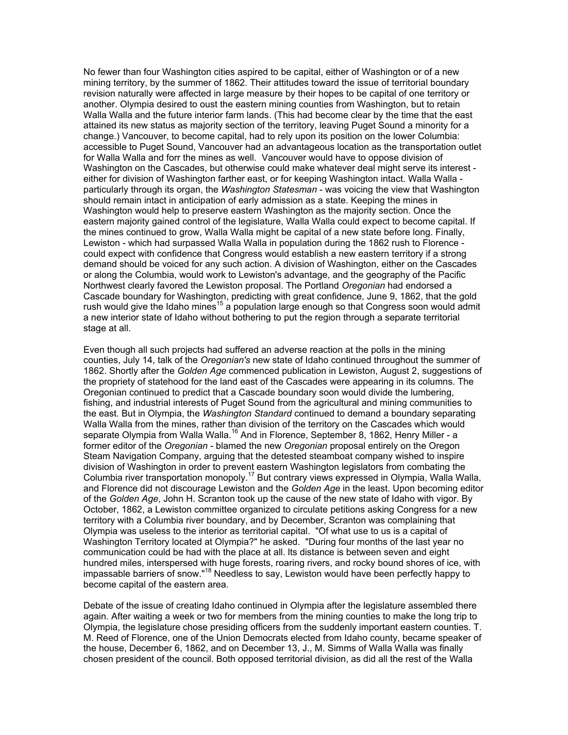No fewer than four Washington cities aspired to be capital, either of Washington or of a new mining territory, by the summer of 1862. Their attitudes toward the issue of territorial boundary revision naturally were affected in large measure by their hopes to be capital of one territory or another. Olympia desired to oust the eastern mining counties from Washington, but to retain Walla Walla and the future interior farm lands. (This had become clear by the time that the east attained its new status as majority section of the territory, leaving Puget Sound a minority for a change.) Vancouver, to become capital, had to rely upon its position on the lower Columbia: accessible to Puget Sound, Vancouver had an advantageous location as the transportation outlet for Walla Walla and forr the mines as well. Vancouver would have to oppose division of Washington on the Cascades, but otherwise could make whatever deal might serve its interest - either for division of Washington farther east, or for keeping Washington intact. Walla Walla - particularly through its organ, the *Washington Statesman* - was voicing the view that Washington should remain intact in anticipation of early admission as a state. Keeping the mines in Washington would help to preserve eastern Washington as the majority section. Once the eastern majority gained control of the legislature, Walla Walla could expect to become capital. If the mines continued to grow, Walla Walla might be capital of a new state before long. Finally, Lewiston - which had surpassed Walla Walla in population during the 1862 rush to Florence - could expect with confidence that Congress would establish a new eastern territory if a strong demand should be voiced for any such action. A division of Washington, either on the Cascades or along the Columbia, would work to Lewiston's advantage, and the geography of the Pacific Northwest clearly favored the Lewiston proposal. The Portland *Oregonian* had endorsed a Cascade boundary for Washington, predicting with great confidence, June 9, 1862, that the gold rush would give the Idaho mines[15] a population large enough so that Congress soon would admit a new interior state of Idaho without bothering to put the region through a separate territorial stage at all.

Even though all such projects had suffered an adverse reaction at the polls in the mining counties, July 14, talk of the *Oregonian's* new state of Idaho continued throughout the summer of 1862. Shortly after the *Golden Age* commenced publication in Lewiston, August 2, suggestions of the propriety of statehood for the land east of the Cascades were appearing in its columns. The Oregonian continued to predict that a Cascade boundary soon would divide the lumbering, fishing, and industrial interests of Puget Sound from the agricultural and mining communities to the east. But in Olympia, the *Washington Standard* continued to demand a boundary separating Walla Walla from the mines, rather than division of the territory on the Cascades which would separate Olympia from Walla Walla.[16] And in Florence, September 8, 1862, Henry Miller - a former editor of the *Oregonian* - blamed the new *Oregonian* proposal entirely on the Oregon Steam Navigation Company, arguing that the detested steamboat company wished to inspire division of Washington in order to prevent eastern Washington legislators from combating the Columbia river transportation monopoly.[17] But contrary views expressed in Olympia, Walla Walla, and Florence did not discourage Lewiston and the *Golden Age* in the least. Upon becoming editor of the *Golden Age*, John H. Scranton took up the cause of the new state of Idaho with vigor. By October, 1862, a Lewiston committee organized to circulate petitions asking Congress for a new territory with a Columbia river boundary, and by December, Scranton was complaining that Olympia was useless to the interior as territorial capital. "Of what use to us is a capital of Washington Territory located at Olympia?" he asked. "During four months of the last year no communication could be had with the place at all. Its distance is between seven and eight hundred miles, interspersed with huge forests, roaring rivers, and rocky bound shores of ice, with impassable barriers of snow."[18] Needless to say, Lewiston would have been perfectly happy to become capital of the eastern area.

Debate of the issue of creating Idaho continued in Olympia after the legislature assembled there again. After waiting a week or two for members from the mining counties to make the long trip to Olympia, the legislature chose presiding officers from the suddenly important eastern counties. T. M. Reed of Florence, one of the Union Democrats elected from Idaho county, became speaker of the house, December 6, 1862, and on December 13, J., M. Simms of Walla Walla was finally chosen president of the council. Both opposed territorial division, as did all the rest of the Walla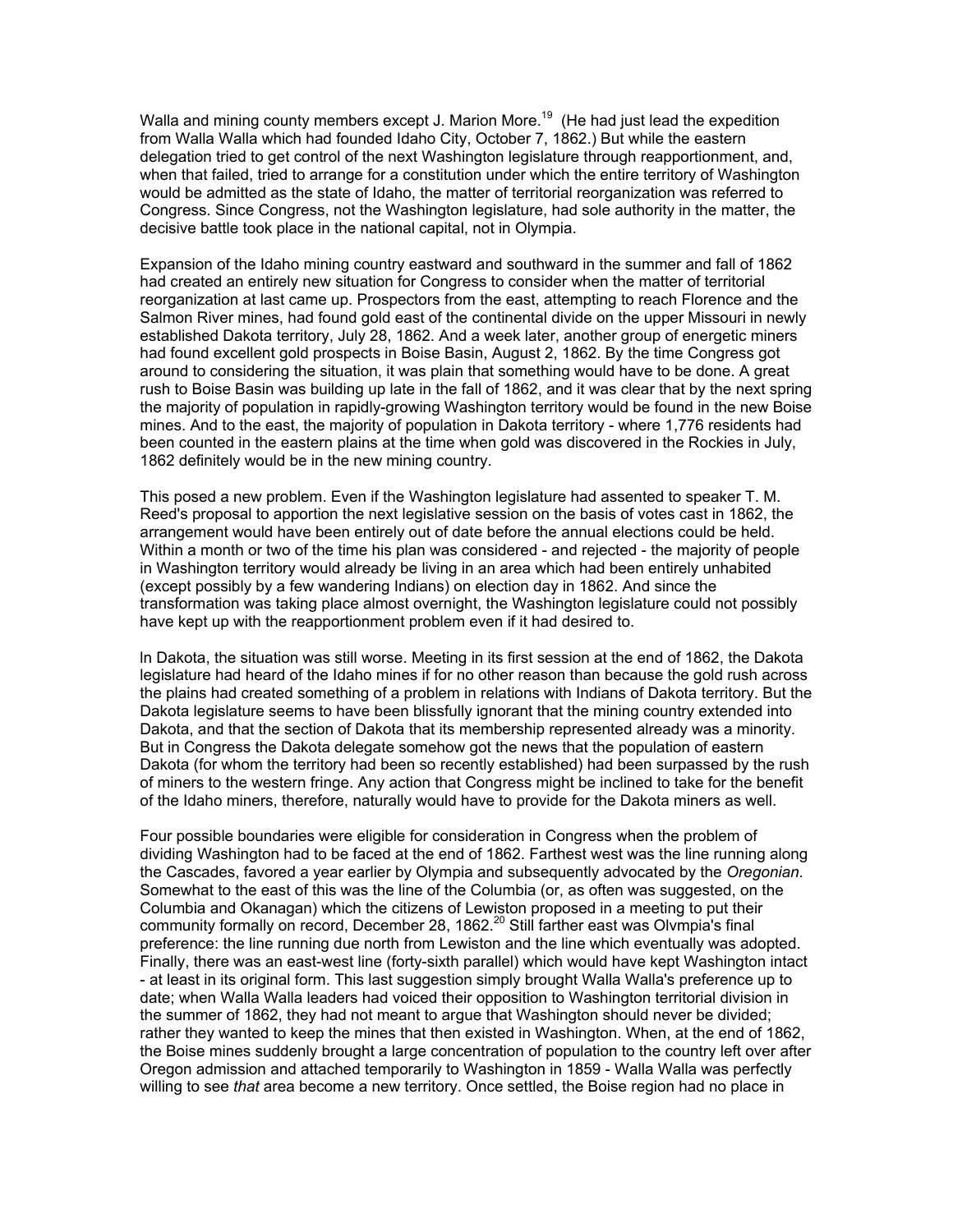Walla and mining county members except J. Marion More.[19] (He had just lead the expedition from Walla Walla which had founded Idaho City, October 7, 1862.) But while the eastern delegation tried to get control of the next Washington legislature through reapportionment, and, when that failed, tried to arrange for a constitution under which the entire territory of Washington would be admitted as the state of Idaho, the matter of territorial reorganization was referred to Congress. Since Congress, not the Washington legislature, had sole authority in the matter, the decisive battle took place in the national capital, not in Olympia.

Expansion of the Idaho mining country eastward and southward in the summer and fall of 1862 had created an entirely new situation for Congress to consider when the matter of territorial reorganization at last came up. Prospectors from the east, attempting to reach Florence and the Salmon River mines, had found gold east of the continental divide on the upper Missouri in newly established Dakota territory, July 28, 1862. And a week later, another group of energetic miners had found excellent gold prospects in Boise Basin, August 2, 1862. By the time Congress got around to considering the situation, it was plain that something would have to be done. A great rush to Boise Basin was building up late in the fall of 1862, and it was clear that by the next spring the majority of population in rapidly-growing Washington territory would be found in the new Boise mines. And to the east, the majority of population in Dakota territory - where 1,776 residents had been counted in the eastern plains at the time when gold was discovered in the Rockies in July, 1862 definitely would be in the new mining country.

This posed a new problem. Even if the Washington legislature had assented to speaker T. M. Reed's proposal to apportion the next legislative session on the basis of votes cast in 1862, the arrangement would have been entirely out of date before the annual elections could be held. Within a month or two of the time his plan was considered - and rejected - the majority of people in Washington territory would already be living in an area which had been entirely unhabited (except possibly by a few wandering Indians) on election day in 1862. And since the transformation was taking place almost overnight, the Washington legislature could not possibly have kept up with the reapportionment problem even if it had desired to.

In Dakota, the situation was still worse. Meeting in its first session at the end of 1862, the Dakota legislature had heard of the Idaho mines if for no other reason than because the gold rush across the plains had created something of a problem in relations with Indians of Dakota territory. But the Dakota legislature seems to have been blissfully ignorant that the mining country extended into Dakota, and that the section of Dakota that its membership represented already was a minority. But in Congress the Dakota delegate somehow got the news that the population of eastern Dakota (for whom the territory had been so recently established) had been surpassed by the rush of miners to the western fringe. Any action that Congress might be inclined to take for the benefit of the Idaho miners, therefore, naturally would have to provide for the Dakota miners as well.

Four possible boundaries were eligible for consideration in Congress when the problem of dividing Washington had to be faced at the end of 1862. Farthest west was the line running along the Cascades, favored a year earlier by Olympia and subsequently advocated by the *Oregonian*. Somewhat to the east of this was the line of the Columbia (or, as often was suggested, on the Columbia and Okanagan) which the citizens of Lewiston proposed in a meeting to put their community formally on record, December 28, 1862.[20] Still farther east was Olympia's final preference: the line running due north from Lewiston and the line which eventually was adopted. Finally, there was an east-west line (forty-sixth parallel) which would have kept Washington intact - at least in its original form. This last suggestion simply brought Walla Walla's preference up to date; when Walla Walla leaders had voiced their opposition to Washington territorial division in the summer of 1862, they had not meant to argue that Washington should never be divided; rather they wanted to keep the mines that then existed in Washington. When, at the end of 1862, the Boise mines suddenly brought a large concentration of population to the country left over after Oregon admission and attached temporarily to Washington in 1859 - Walla Walla was perfectly willing to see *that* area become a new territory. Once settled, the Boise region had no place in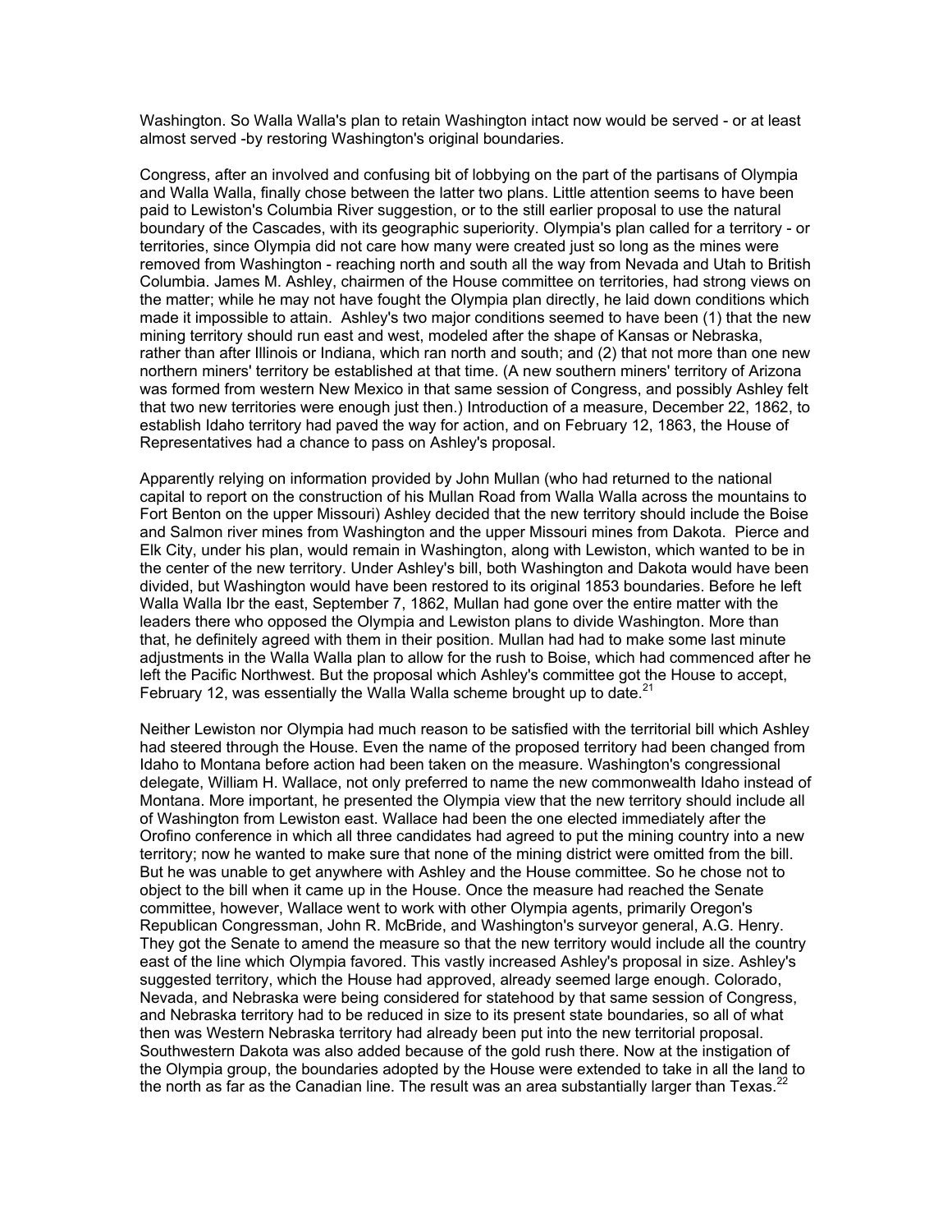Washington. So Walla Walla's plan to retain Washington intact now would be served - or at least almost served -by restoring Washington's original boundaries.

Congress, after an involved and confusing bit of lobbying on the part of the partisans of Olympia and Walla Walla, finally chose between the latter two plans. Little attention seems to have been paid to Lewiston's Columbia River suggestion, or to the still earlier proposal to use the natural boundary of the Cascades, with its geographic superiority. Olympia's plan called for a territory - or territories, since Olympia did not care how many were created just so long as the mines were removed from Washington - reaching north and south all the way from Nevada and Utah to British Columbia. James M. Ashley, chairmen of the House committee on territories, had strong views on the matter; while he may not have fought the Olympia plan directly, he laid down conditions which made it impossible to attain. Ashley's two major conditions seemed to have been (1) that the new mining territory should run east and west, modeled after the shape of Kansas or Nebraska, rather than after Illinois or Indiana, which ran north and south; and (2) that not more than one new northern miners' territory be established at that time. (A new southern miners' territory of Arizona was formed from western New Mexico in that same session of Congress, and possibly Ashley felt that two new territories were enough just then.) Introduction of a measure, December 22, 1862, to establish Idaho territory had paved the way for action, and on February 12, 1863, the House of Representatives had a chance to pass on Ashley's proposal.

Apparently relying on information provided by John Mullan (who had returned to the national capital to report on the construction of his Mullan Road from Walla Walla across the mountains to Fort Benton on the upper Missouri) Ashley decided that the new territory should include the Boise and Salmon river mines from Washington and the upper Missouri mines from Dakota. Pierce and Elk City, under his plan, would remain in Washington, along with Lewiston, which wanted to be in the center of the new territory. Under Ashley's bill, both Washington and Dakota would have been divided, but Washington would have been restored to its original 1853 boundaries. Before he left Walla Walla Ibr the east, September 7, 1862, Mullan had gone over the entire matter with the leaders there who opposed the Olympia and Lewiston plans to divide Washington. More than that, he definitely agreed with them in their position. Mullan had had to make some last minute adjustments in the Walla Walla plan to allow for the rush to Boise, which had commenced after he left the Pacific Northwest. But the proposal which Ashley's committee got the House to accept, February 12, was essentially the Walla Walla scheme brought up to date.[21]

Neither Lewiston nor Olympia had much reason to be satisfied with the territorial bill which Ashley had steered through the House. Even the name of the proposed territory had been changed from Idaho to Montana before action had been taken on the measure. Washington's congressional delegate, William H. Wallace, not only preferred to name the new commonwealth Idaho instead of Montana. More important, he presented the Olympia view that the new territory should include all of Washington from Lewiston east. Wallace had been the one elected immediately after the Orofino conference in which all three candidates had agreed to put the mining country into a new territory; now he wanted to make sure that none of the mining district were omitted from the bill. But he was unable to get anywhere with Ashley and the House committee. So he chose not to object to the bill when it came up in the House. Once the measure had reached the Senate committee, however, Wallace went to work with other Olympia agents, primarily Oregon's Republican Congressman, John R. McBride, and Washington's surveyor general, A.G. Henry. They got the Senate to amend the measure so that the new territory would include all the country east of the line which Olympia favored. This vastly increased Ashley's proposal in size. Ashley's suggested territory, which the House had approved, already seemed large enough. Colorado, Nevada, and Nebraska were being considered for statehood by that same session of Congress, and Nebraska territory had to be reduced in size to its present state boundaries, so all of what then was Western Nebraska territory had already been put into the new territorial proposal. Southwestern Dakota was also added because of the gold rush there. Now at the instigation of the Olympia group, the boundaries adopted by the House were extended to take in all the land to the north as far as the Canadian line. The result was an area substantially larger than Texas.[22]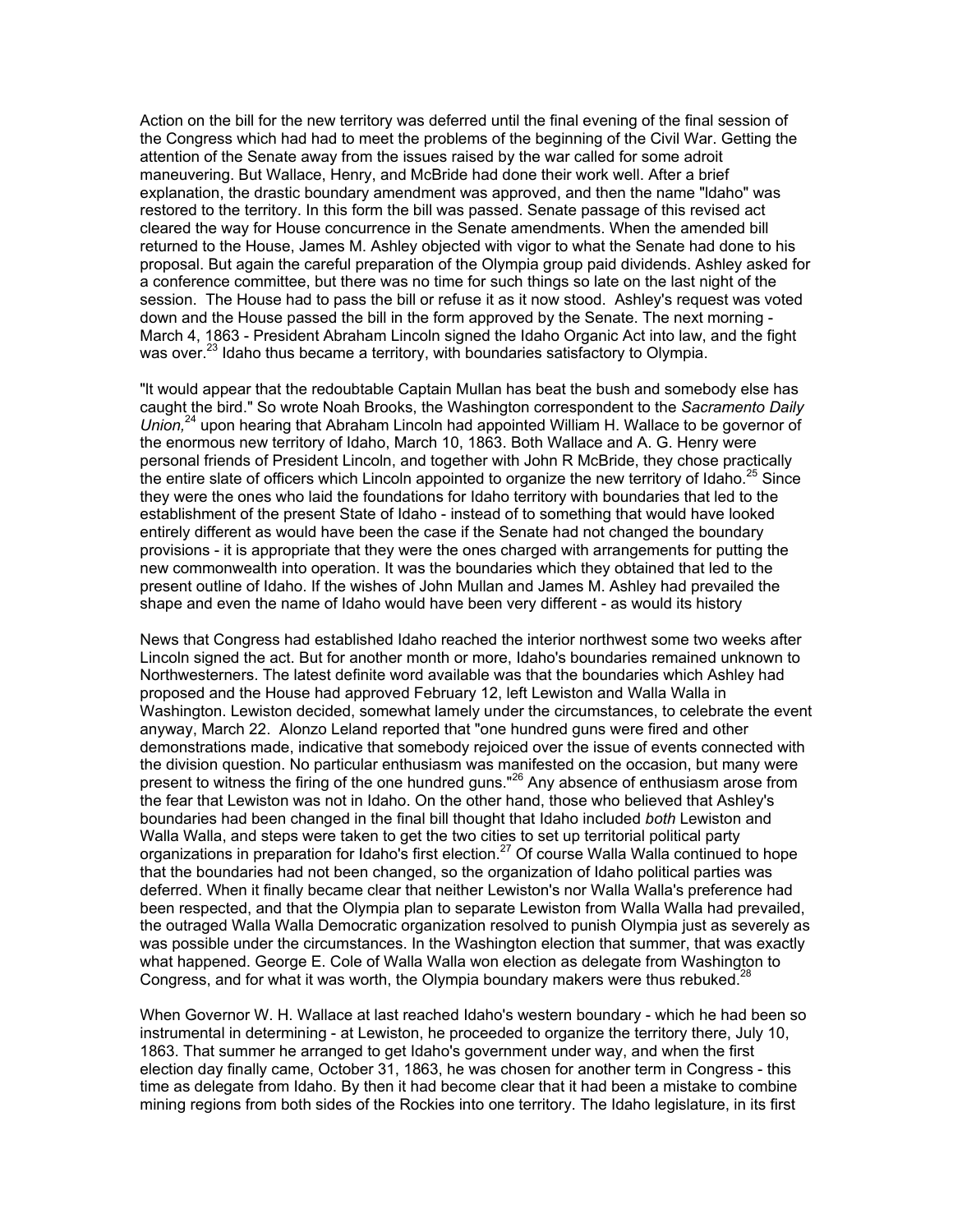Action on the bill for the new territory was deferred until the final evening of the final session of the Congress which had had to meet the problems of the beginning of the Civil War. Getting the attention of the Senate away from the issues raised by the war called for some adroit maneuvering. But Wallace, Henry, and McBride had done their work well. After a brief explanation, the drastic boundary amendment was approved, and then the name "Idaho" was restored to the territory. In this form the bill was passed. Senate passage of this revised act cleared the way for House concurrence in the Senate amendments. When the amended bill returned to the House, James M. Ashley objected with vigor to what the Senate had done to his proposal. But again the careful preparation of the Olympia group paid dividends. Ashley asked for a conference committee, but there was no time for such things so late on the last night of the session. The House had to pass the bill or refuse it as it now stood. Ashley's request was voted down and the House passed the bill in the form approved by the Senate. The next morning - March 4, 1863 - President Abraham Lincoln signed the Idaho Organic Act into law, and the fight was over.[23] Idaho thus became a territory, with boundaries satisfactory to Olympia.

"It would appear that the redoubtable Captain Mullan has beat the bush and somebody else has caught the bird." So wrote Noah Brooks, the Washington correspondent to the *Sacramento Daily Union,*[24] upon hearing that Abraham Lincoln had appointed William H. Wallace to be governor of the enormous new territory of Idaho, March 10, 1863. Both Wallace and A. G. Henry were personal friends of President Lincoln, and together with John R McBride, they chose practically the entire slate of officers which Lincoln appointed to organize the new territory of Idaho.[25] Since they were the ones who laid the foundations for Idaho territory with boundaries that led to the establishment of the present State of Idaho - instead of to something that would have looked entirely different as would have been the case if the Senate had not changed the boundary provisions - it is appropriate that they were the ones charged with arrangements for putting the new commonwealth into operation. It was the boundaries which they obtained that led to the present outline of Idaho. If the wishes of John Mullan and James M. Ashley had prevailed the shape and even the name of Idaho would have been very different - as would its history

News that Congress had established Idaho reached the interior northwest some two weeks after Lincoln signed the act. But for another month or more, Idaho's boundaries remained unknown to Northwesterners. The latest definite word available was that the boundaries which Ashley had proposed and the House had approved February 12, left Lewiston and Walla Walla in Washington. Lewiston decided, somewhat lamely under the circumstances, to celebrate the event anyway, March 22. Alonzo Leland reported that "one hundred guns were fired and other demonstrations made, indicative that somebody rejoiced over the issue of events connected with the division question. No particular enthusiasm was manifested on the occasion, but many were present to witness the firing of the one hundred guns."[26] Any absence of enthusiasm arose from the fear that Lewiston was not in Idaho. On the other hand, those who believed that Ashley's boundaries had been changed in the final bill thought that Idaho included *both* Lewiston and Walla Walla, and steps were taken to get the two cities to set up territorial political party organizations in preparation for Idaho's first election.[27] Of course Walla Walla continued to hope that the boundaries had not been changed, so the organization of Idaho political parties was deferred. When it finally became clear that neither Lewiston's nor Walla Walla's preference had been respected, and that the Olympia plan to separate Lewiston from Walla Walla had prevailed, the outraged Walla Walla Democratic organization resolved to punish Olympia just as severely as was possible under the circumstances. In the Washington election that summer, that was exactly what happened. George E. Cole of Walla Walla won election as delegate from Washington to Congress, and for what it was worth, the Olympia boundary makers were thus rebuked.[28]

When Governor W. H. Wallace at last reached Idaho's western boundary - which he had been so instrumental in determining - at Lewiston, he proceeded to organize the territory there, July 10, 1863. That summer he arranged to get Idaho's government under way, and when the first election day finally came, October 31, 1863, he was chosen for another term in Congress - this time as delegate from Idaho. By then it had become clear that it had been a mistake to combine mining regions from both sides of the Rockies into one territory. The Idaho legislature, in its first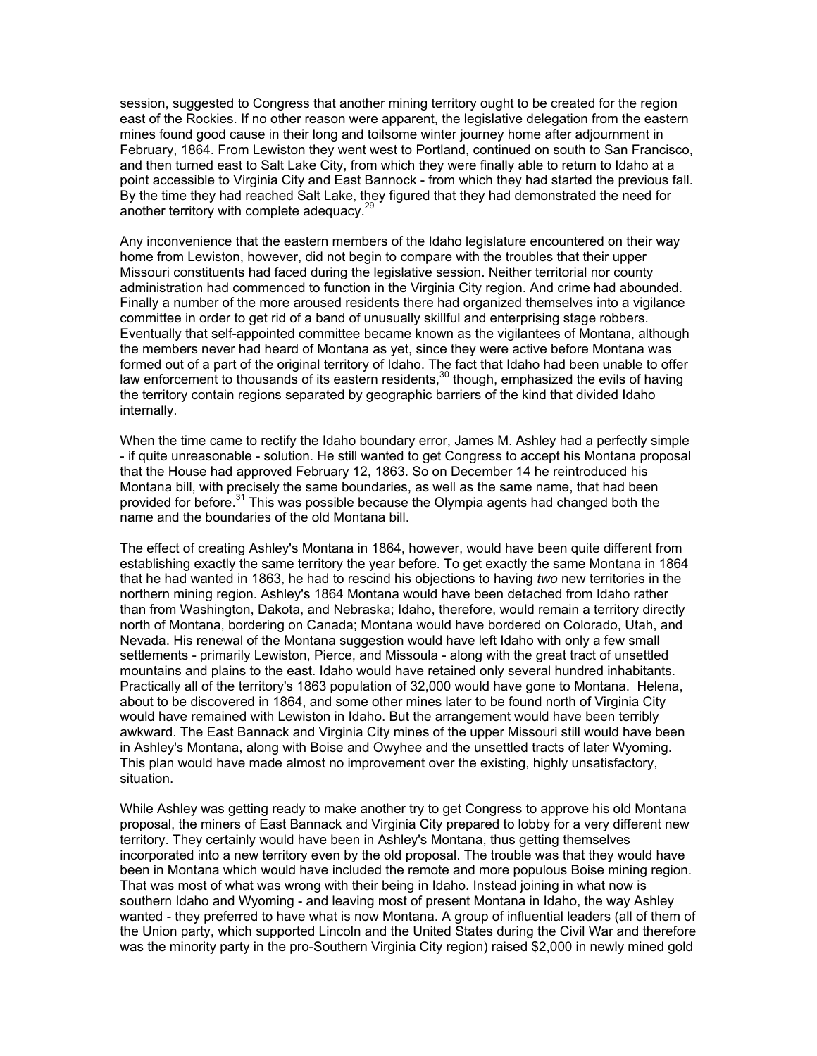session, suggested to Congress that another mining territory ought to be created for the region east of the Rockies. If no other reason were apparent, the legislative delegation from the eastern mines found good cause in their long and toilsome winter journey home after adjournment in February, 1864. From Lewiston they went west to Portland, continued on south to San Francisco, and then turned east to Salt Lake City, from which they were finally able to return to Idaho at a point accessible to Virginia City and East Bannock - from which they had started the previous fall. By the time they had reached Salt Lake, they figured that they had demonstrated the need for another territory with complete adequacy.[29]

Any inconvenience that the eastern members of the Idaho legislature encountered on their way home from Lewiston, however, did not begin to compare with the troubles that their upper Missouri constituents had faced during the legislative session. Neither territorial nor county administration had commenced to function in the Virginia City region. And crime had abounded. Finally a number of the more aroused residents there had organized themselves into a vigilance committee in order to get rid of a band of unusually skillful and enterprising stage robbers. Eventually that self-appointed committee became known as the vigilantees of Montana, although the members never had heard of Montana as yet, since they were active before Montana was formed out of a part of the original territory of Idaho. The fact that Idaho had been unable to offer law enforcement to thousands of its eastern residents,[30] though, emphasized the evils of having the territory contain regions separated by geographic barriers of the kind that divided Idaho internally.

When the time came to rectify the Idaho boundary error, James M. Ashley had a perfectly simple - if quite unreasonable - solution. He still wanted to get Congress to accept his Montana proposal that the House had approved February 12, 1863. So on December 14 he reintroduced his Montana bill, with precisely the same boundaries, as well as the same name, that had been provided for before.[31] This was possible because the Olympia agents had changed both the name and the boundaries of the old Montana bill.

The effect of creating Ashley's Montana in 1864, however, would have been quite different from establishing exactly the same territory the year before. To get exactly the same Montana in 1864 that he had wanted in 1863, he had to rescind his objections to having *two* new territories in the northern mining region. Ashley's 1864 Montana would have been detached from Idaho rather than from Washington, Dakota, and Nebraska; Idaho, therefore, would remain a territory directly north of Montana, bordering on Canada; Montana would have bordered on Colorado, Utah, and Nevada. His renewal of the Montana suggestion would have left Idaho with only a few small settlements - primarily Lewiston, Pierce, and Missoula - along with the great tract of unsettled mountains and plains to the east. Idaho would have retained only several hundred inhabitants. Practically all of the territory's 1863 population of 32,000 would have gone to Montana. Helena, about to be discovered in 1864, and some other mines later to be found north of Virginia City would have remained with Lewiston in Idaho. But the arrangement would have been terribly awkward. The East Bannack and Virginia City mines of the upper Missouri still would have been in Ashley's Montana, along with Boise and Owyhee and the unsettled tracts of later Wyoming. This plan would have made almost no improvement over the existing, highly unsatisfactory, situation.

While Ashley was getting ready to make another try to get Congress to approve his old Montana proposal, the miners of East Bannack and Virginia City prepared to lobby for a very different new territory. They certainly would have been in Ashley's Montana, thus getting themselves incorporated into a new territory even by the old proposal. The trouble was that they would have been in Montana which would have included the remote and more populous Boise mining region. That was most of what was wrong with their being in Idaho. Instead joining in what now is southern Idaho and Wyoming - and leaving most of present Montana in Idaho, the way Ashley wanted - they preferred to have what is now Montana. A group of influential leaders (all of them of the Union party, which supported Lincoln and the United States during the Civil War and therefore was the minority party in the pro-Southern Virginia City region) raised $2,000 in newly mined gold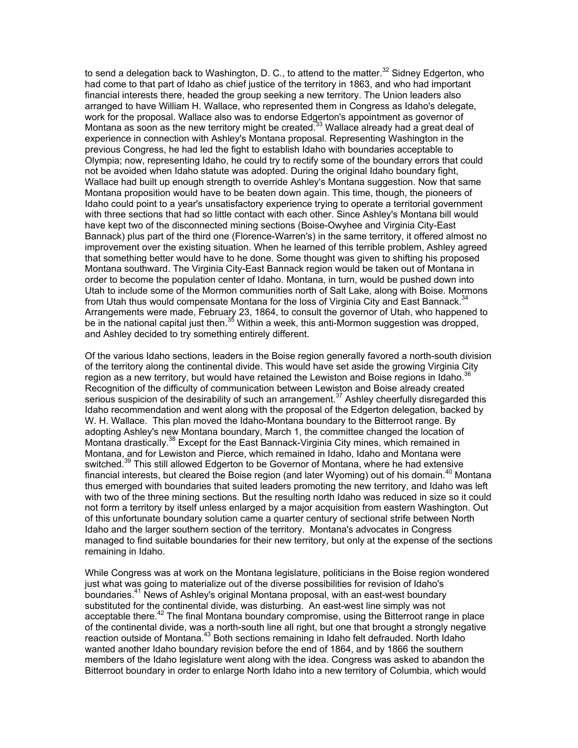to send a delegation back to Washington, D. C., to attend to the matter.[32] Sidney Edgerton, who had come to that part of Idaho as chief justice of the territory in 1863, and who had important financial interests there, headed the group seeking a new territory. The Union leaders also arranged to have William H. Wallace, who represented them in Congress as Idaho's delegate, work for the proposal. Wallace also was to endorse Edgerton's appointment as governor of Montana as soon as the new territory might be created.[33] Wallace already had a great deal of experience in connection with Ashley's Montana proposal. Representing Washington in the previous Congress, he had led the fight to establish Idaho with boundaries acceptable to Olympia; now, representing Idaho, he could try to rectify some of the boundary errors that could not be avoided when Idaho statute was adopted. During the original Idaho boundary fight, Wallace had built up enough strength to override Ashley's Montana suggestion. Now that same Montana proposition would have to be beaten down again. This time, though, the pioneers of Idaho could point to a year's unsatisfactory experience trying to operate a territorial government with three sections that had so little contact with each other. Since Ashley's Montana bill would have kept two of the disconnected mining sections (Boise-Owyhee and Virginia City-East Bannack) plus part of the third one (Florence-Warren's) in the same territory, it offered almost no improvement over the existing situation. When he learned of this terrible problem, Ashley agreed that something better would have to he done. Some thought was given to shifting his proposed Montana southward. The Virginia City-East Bannack region would be taken out of Montana in order to become the population center of Idaho. Montana, in turn, would be pushed down into Utah to include some of the Mormon communities north of Salt Lake, along with Boise. Mormons from Utah thus would compensate Montana for the loss of Virginia City and East Bannack.[34] Arrangements were made, February 23, 1864, to consult the governor of Utah, who happened to be in the national capital just then.[35] Within a week, this anti-Mormon suggestion was dropped, and Ashley decided to try something entirely different.

Of the various Idaho sections, leaders in the Boise region generally favored a north-south division of the territory along the continental divide. This would have set aside the growing Virginia City region as a new territory, but would have retained the Lewiston and Boise regions in Idaho.[36] Recognition of the difficulty of communication between Lewiston and Boise already created serious suspicion of the desirability of such an arrangement.[37] Ashley cheerfully disregarded this Idaho recommendation and went along with the proposal of the Edgerton delegation, backed by W. H. Wallace. This plan moved the Idaho-Montana boundary to the Bitterroot range. By adopting Ashley's new Montana boundary, March 1, the committee changed the location of Montana drastically.[38] Except for the East Bannack-Virginia City mines, which remained in Montana, and for Lewiston and Pierce, which remained in Idaho, Idaho and Montana were switched.[39] This still allowed Edgerton to be Governor of Montana, where he had extensive financial interests, but cleared the Boise region (and later Wyoming) out of his domain.[40] Montana thus emerged with boundaries that suited leaders promoting the new territory, and Idaho was left with two of the three mining sections. But the resulting north Idaho was reduced in size so it could not form a territory by itself unless enlarged by a major acquisition from eastern Washington. Out of this unfortunate boundary solution came a quarter century of sectional strife between North Idaho and the larger southern section of the territory. Montana's advocates in Congress managed to find suitable boundaries for their new territory, but only at the expense of the sections remaining in Idaho.

While Congress was at work on the Montana legislature, politicians in the Boise region wondered just what was going to materialize out of the diverse possibilities for revision of Idaho's boundaries.[41] News of Ashley's original Montana proposal, with an east-west boundary substituted for the continental divide, was disturbing. An east-west line simply was not acceptable there.[42] The final Montana boundary compromise, using the Bitterroot range in place of the continental divide, was a north-south line all right, but one that brought a strongly negative reaction outside of Montana.[43] Both sections remaining in Idaho felt defrauded. North Idaho wanted another Idaho boundary revision before the end of 1864, and by 1866 the southern members of the Idaho legislature went along with the idea. Congress was asked to abandon the Bitterroot boundary in order to enlarge North Idaho into a new territory of Columbia, which would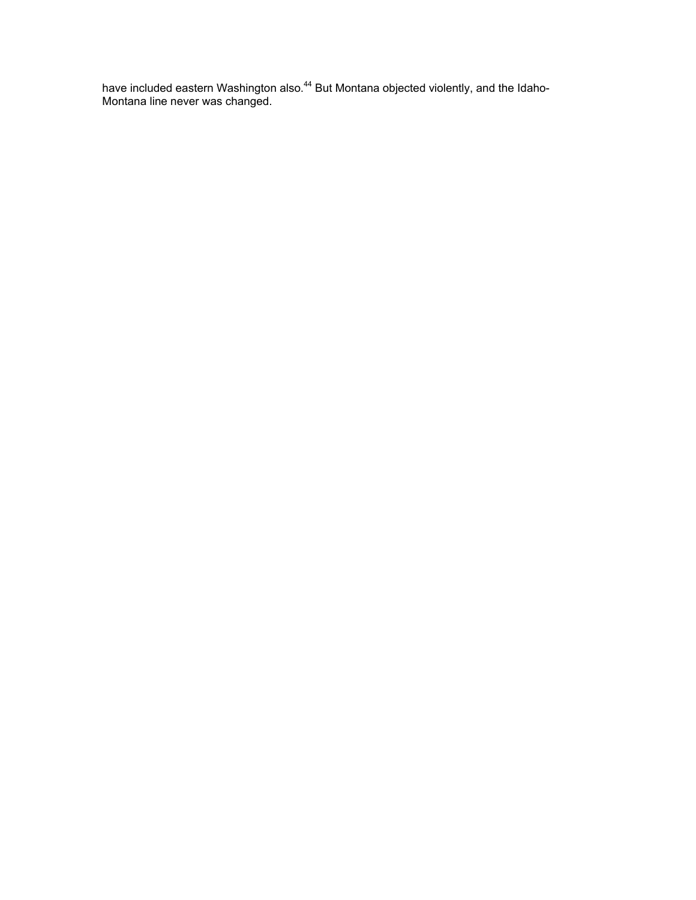have included eastern Washington also.[44] But Montana objected violently, and the Idaho-Montana line never was changed.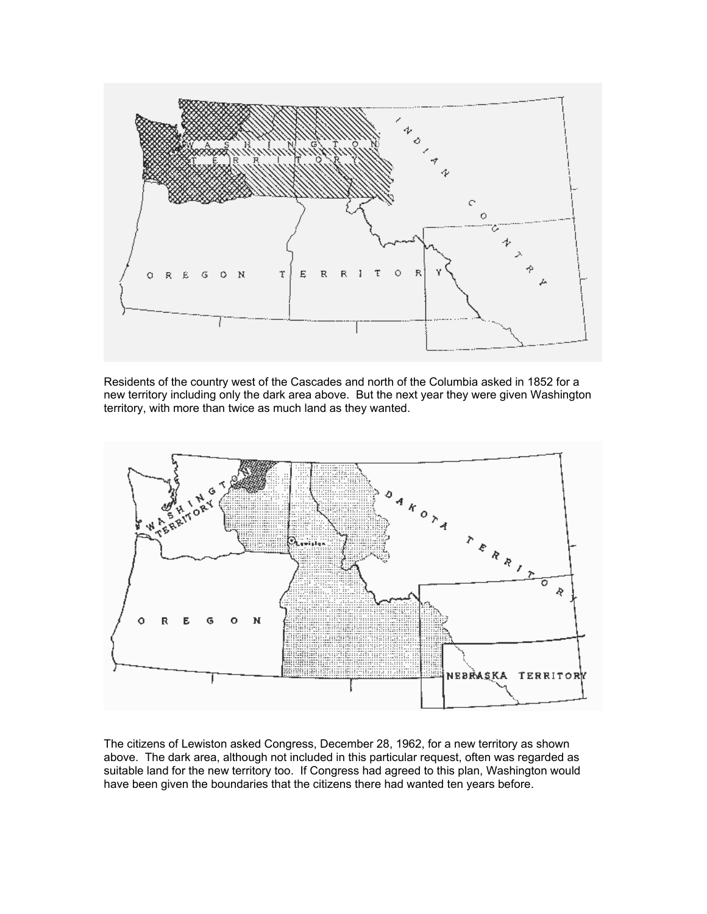Residents of the country west of the Cascades and north of the Columbia asked in 1852 for a new territory including only the dark area above. But the next year they were given Washington territory, with more than twice as much land as they wanted.

The citizens of Lewiston asked Congress, December 28, 1962, for a new territory as shown above. The dark area, although not included in this particular request, often was regarded as suitable land for the new territory too. If Congress had agreed to this plan, Washington would have been given the boundaries that the citizens there had wanted ten years before.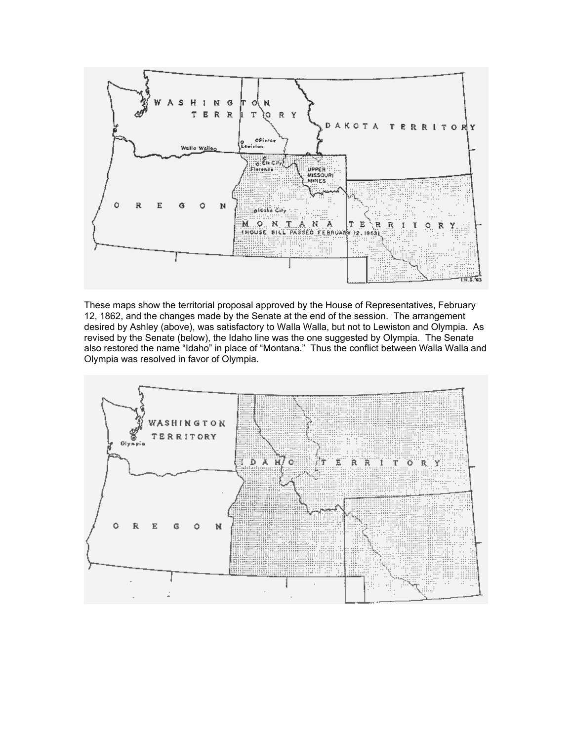These maps show the territorial proposal approved by the House of Representatives, February 12, 1862, and the changes made by the Senate at the end of the session. The arrangement desired by Ashley (above), was satisfactory to Walla Walla, but not to Lewiston and Olympia. As revised by the Senate (below), the Idaho line was the one suggested by Olympia. The Senate also restored the name "Idaho" in place of "Montana." Thus the conflict between Walla Walla and Olympia was resolved in favor of Olympia.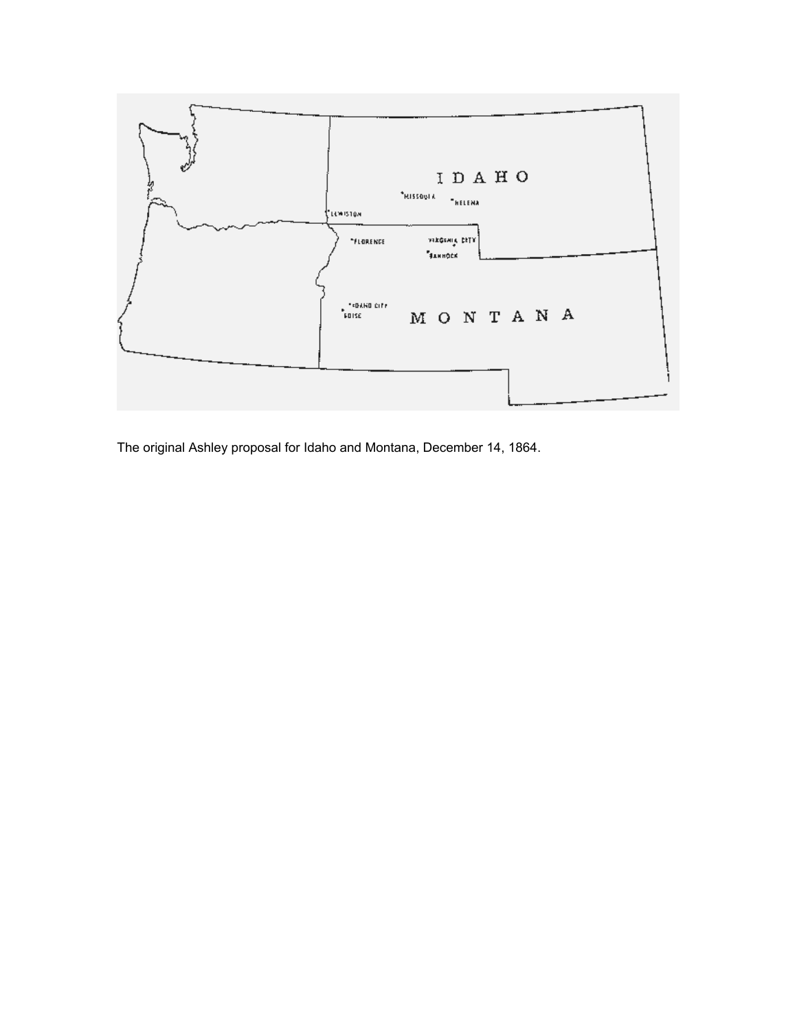The original Ashley proposal for Idaho and Montana, December 14, 1864.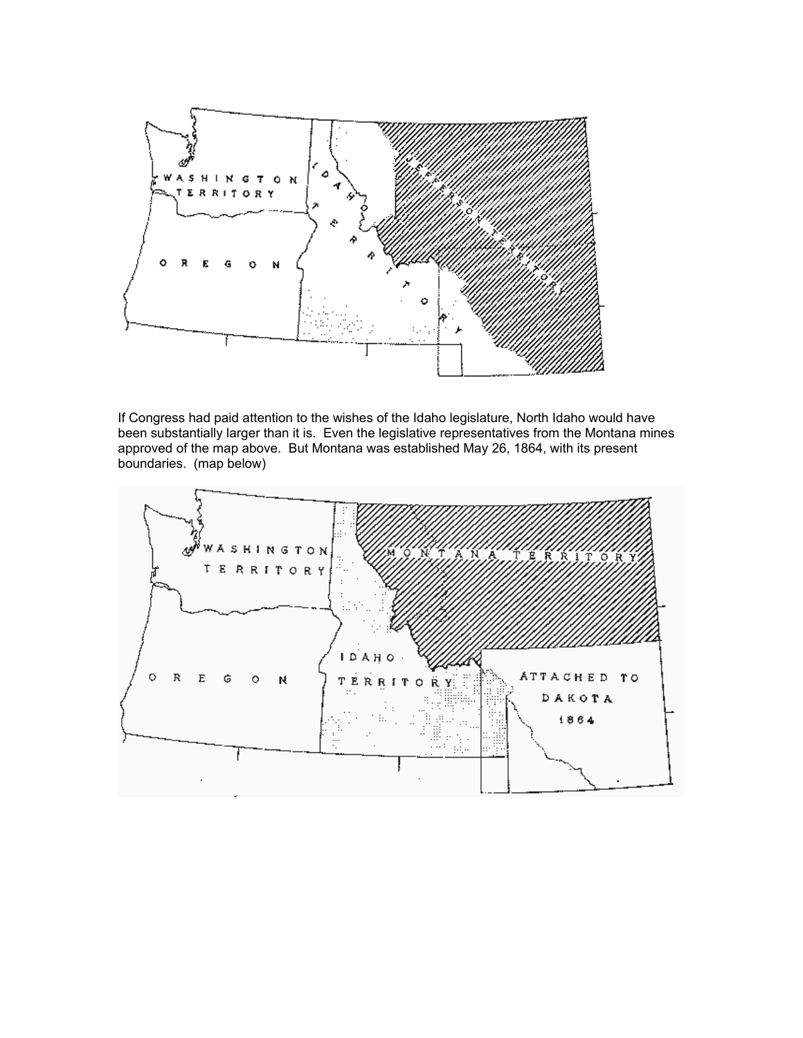If Congress had paid attention to the wishes of the Idaho legislature, North Idaho would have been substantially larger than it is. Even the legislative representatives from the Montana mines approved of the map above. But Montana was established May 26, 1864, with its present boundaries. (map below)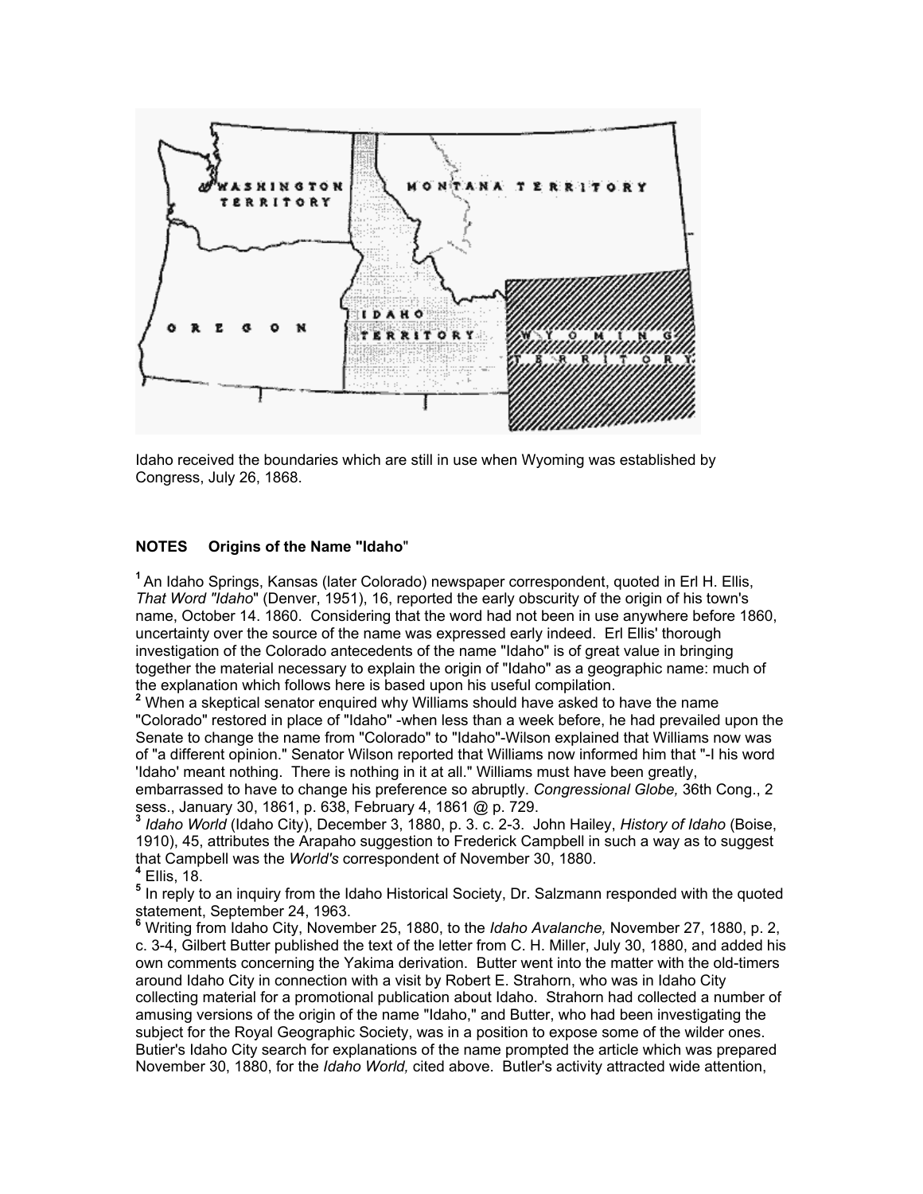Idaho received the boundaries which are still in use when Wyoming was established by Congress, July 26, 1868.

**NOTES Origins of the Name "Idaho"**

[1] An Idaho Springs, Kansas (later Colorado) newspaper correspondent, quoted in Erl H. Ellis, *That Word "Idaho*" (Denver, 1951), 16, reported the early obscurity of the origin of his town's name, October 14. 1860. Considering that the word had not been in use anywhere before 1860, uncertainty over the source of the name was expressed early indeed. Erl Ellis' thorough investigation of the Colorado antecedents of the name "Idaho" is of great value in bringing together the material necessary to explain the origin of "Idaho" as a geographic name: much of the explanation which follows here is based upon his useful compilation.

[2] When a skeptical senator enquired why Williams should have asked to have the name "Colorado" restored in place of "Idaho" -when less than a week before, he had prevailed upon the Senate to change the name from "Colorado" to "Idaho"-Wilson explained that Williams now was of "a different opinion." Senator Wilson reported that Williams now informed him that "-I his word 'Idaho' meant nothing. There is nothing in it at all." Williams must have been greatly, embarrassed to have to change his preference so abruptly. *Congressional Globe,* 36th Cong., 2 sess., January 30, 1861, p. 638, February 4, 1861 @ p. 729.

[3] *Idaho World* (Idaho City), December 3, 1880, p. 3. c. 2-3. John Hailey, *History of Idaho* (Boise, 1910), 45, attributes the Arapaho suggestion to Frederick Campbell in such a way as to suggest that Campbell was the *World's* correspondent of November 30, 1880.

[4] Ellis, 18.

[5] In reply to an inquiry from the Idaho Historical Society, Dr. Salzmann responded with the quoted statement, September 24, 1963.

[6] Writing from Idaho City, November 25, 1880, to the *Idaho Avalanche,* November 27, 1880, p. 2, c. 3-4, Gilbert Butter published the text of the letter from C. H. Miller, July 30, 1880, and added his own comments concerning the Yakima derivation. Butter went into the matter with the old-timers around Idaho City in connection with a visit by Robert E. Strahorn, who was in Idaho City collecting material for a promotional publication about Idaho. Strahorn had collected a number of amusing versions of the origin of the name "Idaho," and Butter, who had been investigating the subject for the Royal Geographic Society, was in a position to expose some of the wilder ones. Butier's Idaho City search for explanations of the name prompted the article which was prepared November 30, 1880, for the *Idaho World,* cited above. Butler's activity attracted wide attention,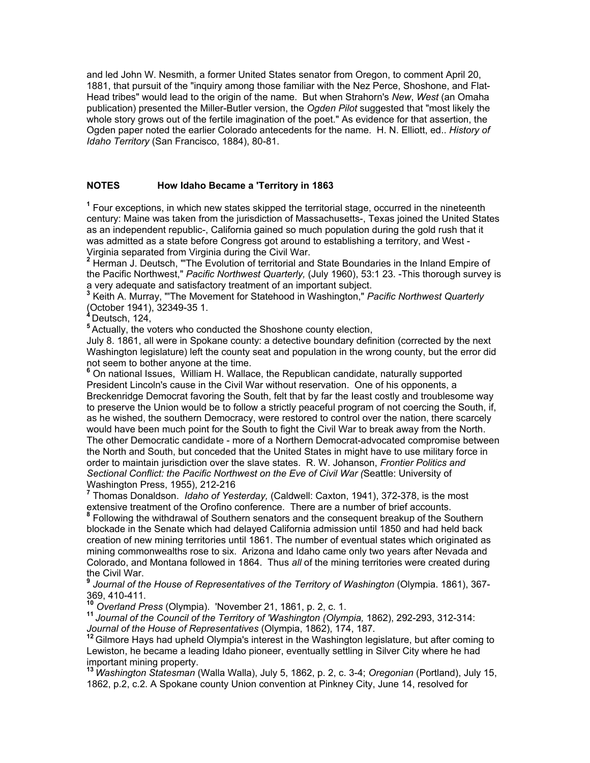and led John W. Nesmith, a former United States senator from Oregon, to comment April 20, 1881, that pursuit of the "inquiry among those familiar with the Nez Perce, Shoshone, and Flat-Head tribes" would lead to the origin of the name. But when Strahorn's *New*, *West* (an Omaha publication) presented the Miller-Butler version, the *Ogden Pilot* suggested that "most likely the whole story grows out of the fertile imagination of the poet." As evidence for that assertion, the Ogden paper noted the earlier Colorado antecedents for the name. H. N. Elliott, ed.. *History of Idaho Territory* (San Francisco, 1884), 80-81.

## NOTES How Idaho Became a 'Territory in 1863

[1] Four exceptions, in which new states skipped the territorial stage, occurred in the nineteenth century: Maine was taken from the jurisdiction of Massachusetts-, Texas joined the United States as an independent republic-, California gained so much population during the gold rush that it was admitted as a state before Congress got around to establishing a territory, and West - Virginia separated from Virginia during the Civil War.

[2] Herman J. Deutsch, "'The Evolution of territorial and State Boundaries in the Inland Empire of the Pacific Northwest," *Pacific Northwest Quarterly,* (July 1960), 53:1 23. -This thorough survey is a very adequate and satisfactory treatment of an important subject.

[3] Keith A. Murray, "'The Movement for Statehood in Washington," *Pacific Northwest Quarterly* (October 1941), 32349-35 1.

[4] Deutsch, 124,

[5] Actually, the voters who conducted the Shoshone county election, July 8. 1861, all were in Spokane county: a detective boundary definition (corrected by the next Washington legislature) left the county seat and population in the wrong county, but the error did not seem to bother anyone at the time.

[6] On national Issues, William H. Wallace, the Republican candidate, naturally supported President Lincoln's cause in the Civil War without reservation. One of his opponents, a Breckenridge Democrat favoring the South, felt that by far the least costly and troublesome way to preserve the Union would be to follow a strictly peaceful program of not coercing the South, if, as he wished, the southern Democracy, were restored to control over the nation, there scarcely would have been much point for the South to fight the Civil War to break away from the North. The other Democratic candidate - more of a Northern Democrat-advocated compromise between the North and South, but conceded that the United States in might have to use military force in order to maintain jurisdiction over the slave states. R. W. Johanson, *Frontier Politics and Sectional Conflict: the Pacific Northwest on the Eve of Civil War (*Seattle: University of Washington Press, 1955), 212-216

[7] Thomas Donaldson. *Idaho of Yesterday,* (Caldwell: Caxton, 1941), 372-378, is the most extensive treatment of the Orofino conference. There are a number of brief accounts.

[8] Following the withdrawal of Southern senators and the consequent breakup of the Southern blockade in the Senate which had delayed California admission until 1850 and had held back creation of new mining territories until 1861. The number of eventual states which originated as mining commonwealths rose to six. Arizona and Idaho came only two years after Nevada and Colorado, and Montana followed in 1864. Thus *all* of the mining territories were created during the Civil War.

[9] *Journal of the House of Representatives of the Territory of Washington* (Olympia. 1861), 367-369, 410-411.

[10] *Overland Press* (Olympia). 'November 21, 1861, p. 2, c. 1.

[11] *Journal of the Council of the Territory of 'Washington (Olympia,* 1862), 292-293, 312-314: *Journal of the House of Representatives* (Olympia, 1862), 174, 187.

[12] Gilmore Hays had upheld Olympia's interest in the Washington legislature, but after coming to Lewiston, he became a leading Idaho pioneer, eventually settling in Silver City where he had important mining property.

[13] *Washington Statesman* (Walla Walla), July 5, 1862, p. 2, c. 3-4; *Oregonian* (Portland), July 15, 1862, p.2, c.2. A Spokane county Union convention at Pinkney City, June 14, resolved for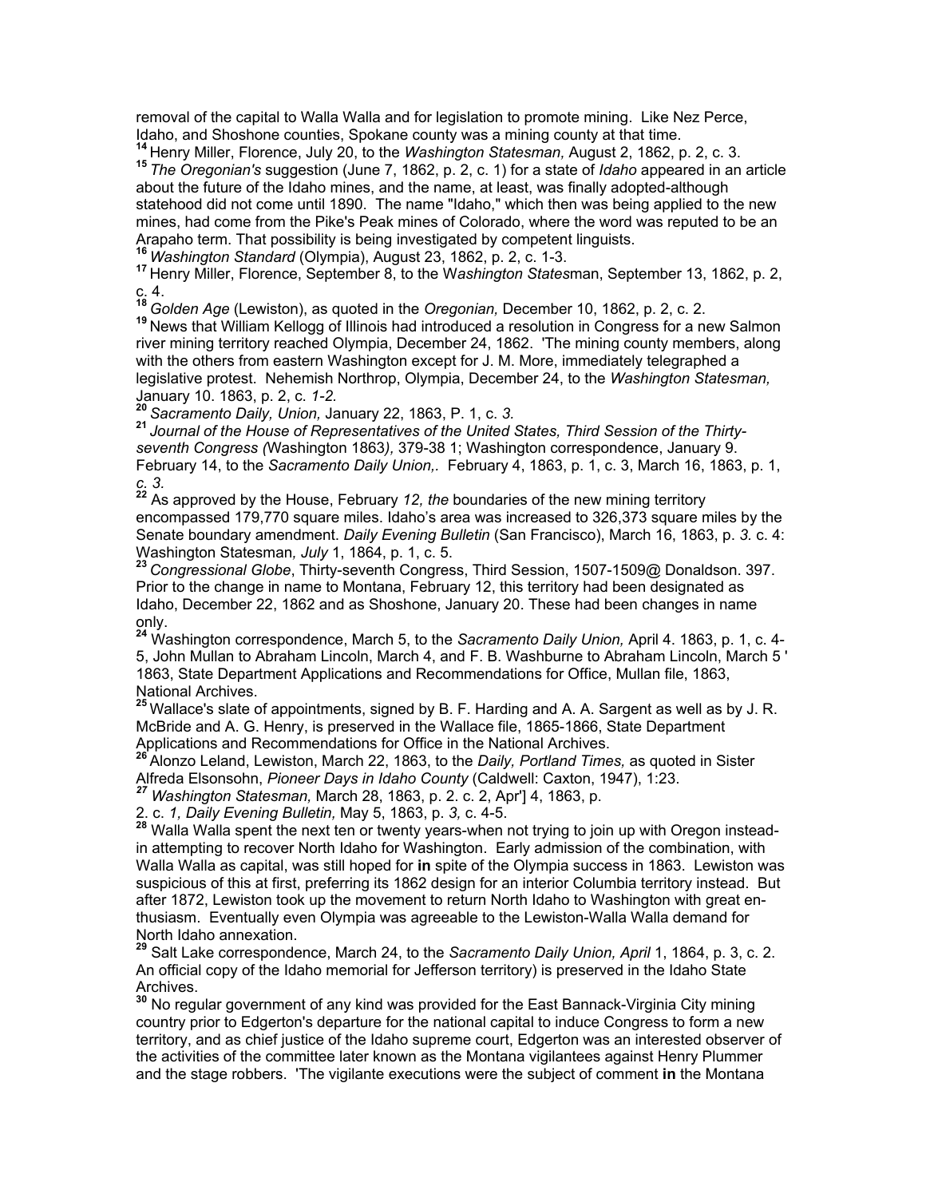removal of the capital to Walla Walla and for legislation to promote mining. Like Nez Perce, Idaho, and Shoshone counties, Spokane county was a mining county at that time.

[14] Henry Miller, Florence, July 20, to the *Washington Statesman,* August 2, 1862, p. 2, c. 3.

[15] *The Oregonian's* suggestion (June 7, 1862, p. 2, c. 1) for a state of *Idaho* appeared in an article about the future of the Idaho mines, and the name, at least, was finally adopted-although statehood did not come until 1890. The name "Idaho," which then was being applied to the new mines, had come from the Pike's Peak mines of Colorado, where the word was reputed to be an Arapaho term. That possibility is being investigated by competent linguists.

[16] *Washington Standard* (Olympia), August 23, 1862, p. 2, c. 1-3.

[17] Henry Miller, Florence, September 8, to the W*ashington States*man, September 13, 1862, p. 2, c. 4.

[18] *Golden Age* (Lewiston), as quoted in the *Oregonian,* December 10, 1862, p. 2, c. 2.

[19] News that William Kellogg of Illinois had introduced a resolution in Congress for a new Salmon river mining territory reached Olympia, December 24, 1862. 'The mining county members, along with the others from eastern Washington except for J. M. More, immediately telegraphed a legislative protest. Nehemish Northrop, Olympia, December 24, to the *Washington Statesman,* January 10. 1863, p. 2, c. *1-2.*

[20] *Sacramento Daily, Union,* January 22, 1863, P. 1, c. *3.*

[21] *Journal of the House of Representatives of the United States, Third Session of the Thirty-seventh Congress (*Washington 1863*),* 379-38 1; Washington correspondence, January 9. February 14, to the *Sacramento Daily Union,.* February 4, 1863, p. 1, c. 3, March 16, 1863, p. 1, *c. 3.*

[22] As approved by the House, February *12, the* boundaries of the new mining territory encompassed 179,770 square miles. Idaho's area was increased to 326,373 square miles by the Senate boundary amendment. *Daily Evening Bulletin* (San Francisco), March 16, 1863, p. *3.* c. 4: Washington Statesman*, July* 1, 1864, p. 1, c. 5.

[23] *Congressional Globe*, Thirty-seventh Congress, Third Session, 1507-1509@ Donaldson. 397. Prior to the change in name to Montana, February 12, this territory had been designated as Idaho, December 22, 1862 and as Shoshone, January 20. These had been changes in name only.

[24] Washington correspondence, March 5, to the *Sacramento Daily Union,* April 4. 1863, p. 1, c. 4-5, John Mullan to Abraham Lincoln, March 4, and F. B. Washburne to Abraham Lincoln, March 5 ' 1863, State Department Applications and Recommendations for Office, Mullan file, 1863, National Archives.

[25] Wallace's slate of appointments, signed by B. F. Harding and A. A. Sargent as well as by J. R. McBride and A. G. Henry, is preserved in the Wallace file, 1865-1866, State Department Applications and Recommendations for Office in the National Archives.

[26] Alonzo Leland, Lewiston, March 22, 1863, to the *Daily, Portland Times,* as quoted in Sister Alfreda Elsonsohn, *Pioneer Days in Idaho County* (Caldwell: Caxton, 1947), 1:23.

[27] *Washington Statesman,* March 28, 1863, p. 2. c. 2, Apr'] 4, 1863, p. 2. c. *1, Daily Evening Bulletin,* May 5, 1863, p. *3,* c. 4-5.

[28] Walla Walla spent the next ten or twenty years-when not trying to join up with Oregon instead-in attempting to recover North Idaho for Washington. Early admission of the combination, with Walla Walla as capital, was still hoped for **in** spite of the Olympia success in 1863. Lewiston was suspicious of this at first, preferring its 1862 design for an interior Columbia territory instead. But after 1872, Lewiston took up the movement to return North Idaho to Washington with great enthusiasm. Eventually even Olympia was agreeable to the Lewiston-Walla Walla demand for North Idaho annexation.

[29] Salt Lake correspondence, March 24, to the *Sacramento Daily Union, April* 1, 1864, p. 3, c. 2. An official copy of the Idaho memorial for Jefferson territory) is preserved in the Idaho State Archives.

[30] No regular government of any kind was provided for the East Bannack-Virginia City mining country prior to Edgerton's departure for the national capital to induce Congress to form a new territory, and as chief justice of the Idaho supreme court, Edgerton was an interested observer of the activities of the committee later known as the Montana vigilantees against Henry Plummer and the stage robbers. 'The vigilante executions were the subject of comment **in** the Montana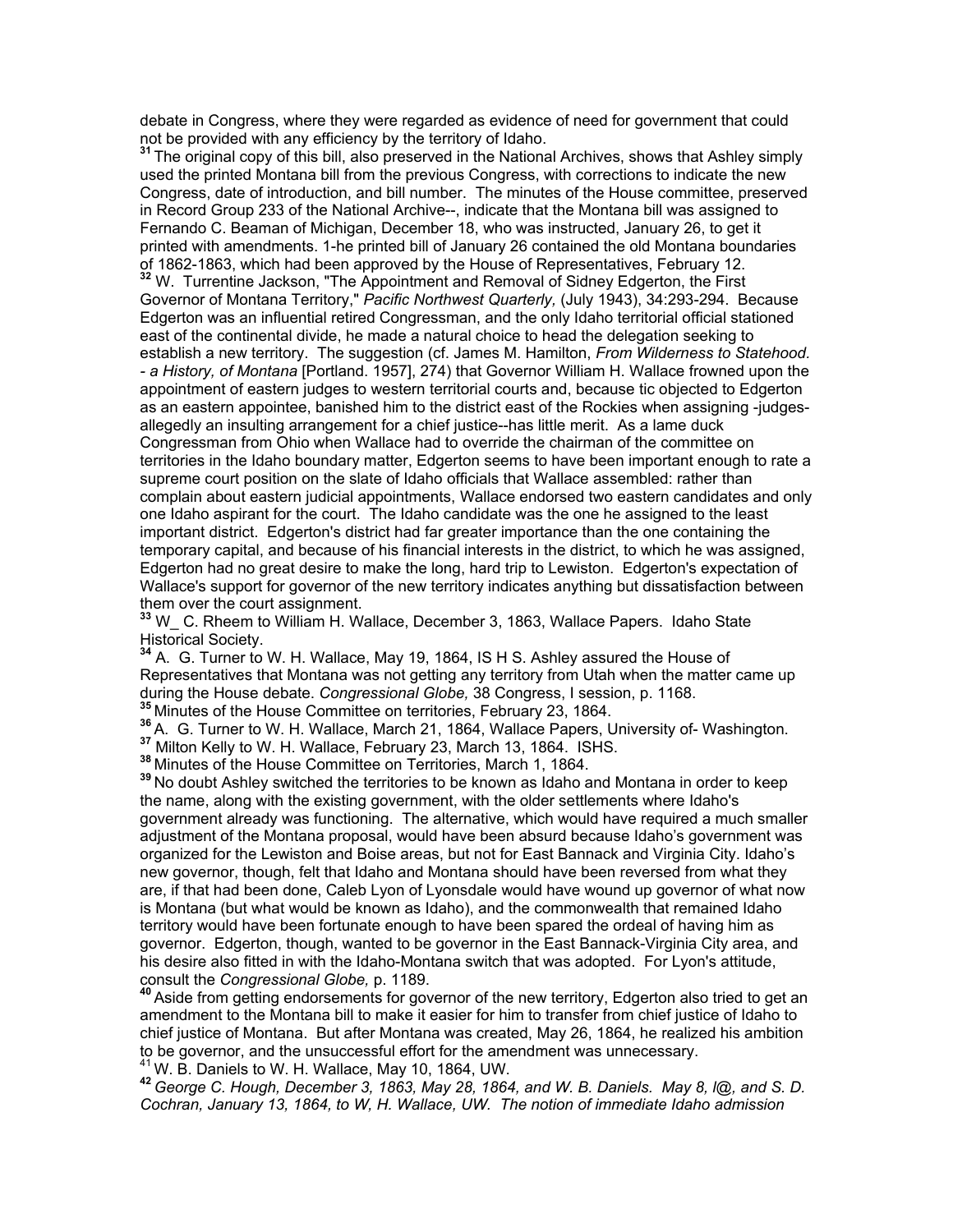debate in Congress, where they were regarded as evidence of need for government that could not be provided with any efficiency by the territory of Idaho.

[31] The original copy of this bill, also preserved in the National Archives, shows that Ashley simply used the printed Montana bill from the previous Congress, with corrections to indicate the new Congress, date of introduction, and bill number. The minutes of the House committee, preserved in Record Group 233 of the National Archive--, indicate that the Montana bill was assigned to Fernando C. Beaman of Michigan, December 18, who was instructed, January 26, to get it printed with amendments. 1-he printed bill of January 26 contained the old Montana boundaries of 1862-1863, which had been approved by the House of Representatives, February 12.

[32] W. Turrentine Jackson, "The Appointment and Removal of Sidney Edgerton, the First Governor of Montana Territory," *Pacific Northwest Quarterly,* (July 1943), 34:293-294. Because Edgerton was an influential retired Congressman, and the only Idaho territorial official stationed east of the continental divide, he made a natural choice to head the delegation seeking to establish a new territory. The suggestion (cf. James M. Hamilton, *From Wilderness to Statehood. - a History, of Montana* [Portland. 1957], 274) that Governor William H. Wallace frowned upon the appointment of eastern judges to western territorial courts and, because tic objected to Edgerton as an eastern appointee, banished him to the district east of the Rockies when assigning -judges- allegedly an insulting arrangement for a chief justice--has little merit. As a lame duck Congressman from Ohio when Wallace had to override the chairman of the committee on territories in the Idaho boundary matter, Edgerton seems to have been important enough to rate a supreme court position on the slate of Idaho officials that Wallace assembled: rather than complain about eastern judicial appointments, Wallace endorsed two eastern candidates and only one Idaho aspirant for the court. The Idaho candidate was the one he assigned to the least important district. Edgerton's district had far greater importance than the one containing the temporary capital, and because of his financial interests in the district, to which he was assigned, Edgerton had no great desire to make the long, hard trip to Lewiston. Edgerton's expectation of Wallace's support for governor of the new territory indicates anything but dissatisfaction between them over the court assignment.

[33] W_ C. Rheem to William H. Wallace, December 3, 1863, Wallace Papers. Idaho State Historical Society.

[34] A. G. Turner to W. H. Wallace, May 19, 1864, IS H S. Ashley assured the House of Representatives that Montana was not getting any territory from Utah when the matter came up during the House debate. *Congressional Globe,* 38 Congress, I session, p. 1168.

[35] Minutes of the House Committee on territories, February 23, 1864.

[36] A. G. Turner to W. H. Wallace, March 21, 1864, Wallace Papers, University of- Washington.

[37] Milton Kelly to W. H. Wallace, February 23, March 13, 1864. ISHS.

[38] Minutes of the House Committee on Territories, March 1, 1864.

[39] No doubt Ashley switched the territories to be known as Idaho and Montana in order to keep the name, along with the existing government, with the older settlements where Idaho's government already was functioning. The alternative, which would have required a much smaller adjustment of the Montana proposal, would have been absurd because Idaho's government was organized for the Lewiston and Boise areas, but not for East Bannack and Virginia City. Idaho's new governor, though, felt that Idaho and Montana should have been reversed from what they are, if that had been done, Caleb Lyon of Lyonsdale would have wound up governor of what now is Montana (but what would be known as Idaho), and the commonwealth that remained Idaho territory would have been fortunate enough to have been spared the ordeal of having him as governor. Edgerton, though, wanted to be governor in the East Bannack-Virginia City area, and his desire also fitted in with the Idaho-Montana switch that was adopted. For Lyon's attitude, consult the *Congressional Globe,* p. 1189.

[40] Aside from getting endorsements for governor of the new territory, Edgerton also tried to get an amendment to the Montana bill to make it easier for him to transfer from chief justice of Idaho to chief justice of Montana. But after Montana was created, May 26, 1864, he realized his ambition to be governor, and the unsuccessful effort for the amendment was unnecessary.

[41] W. B. Daniels to W. H. Wallace, May 10, 1864, UW.

[42] *George C. Hough, December 3, 1863, May 28, 1864, and W. B. Daniels. May 8, l@, and S. D. Cochran, January 13, 1864, to W, H. Wallace, UW. The notion of immediate Idaho admission*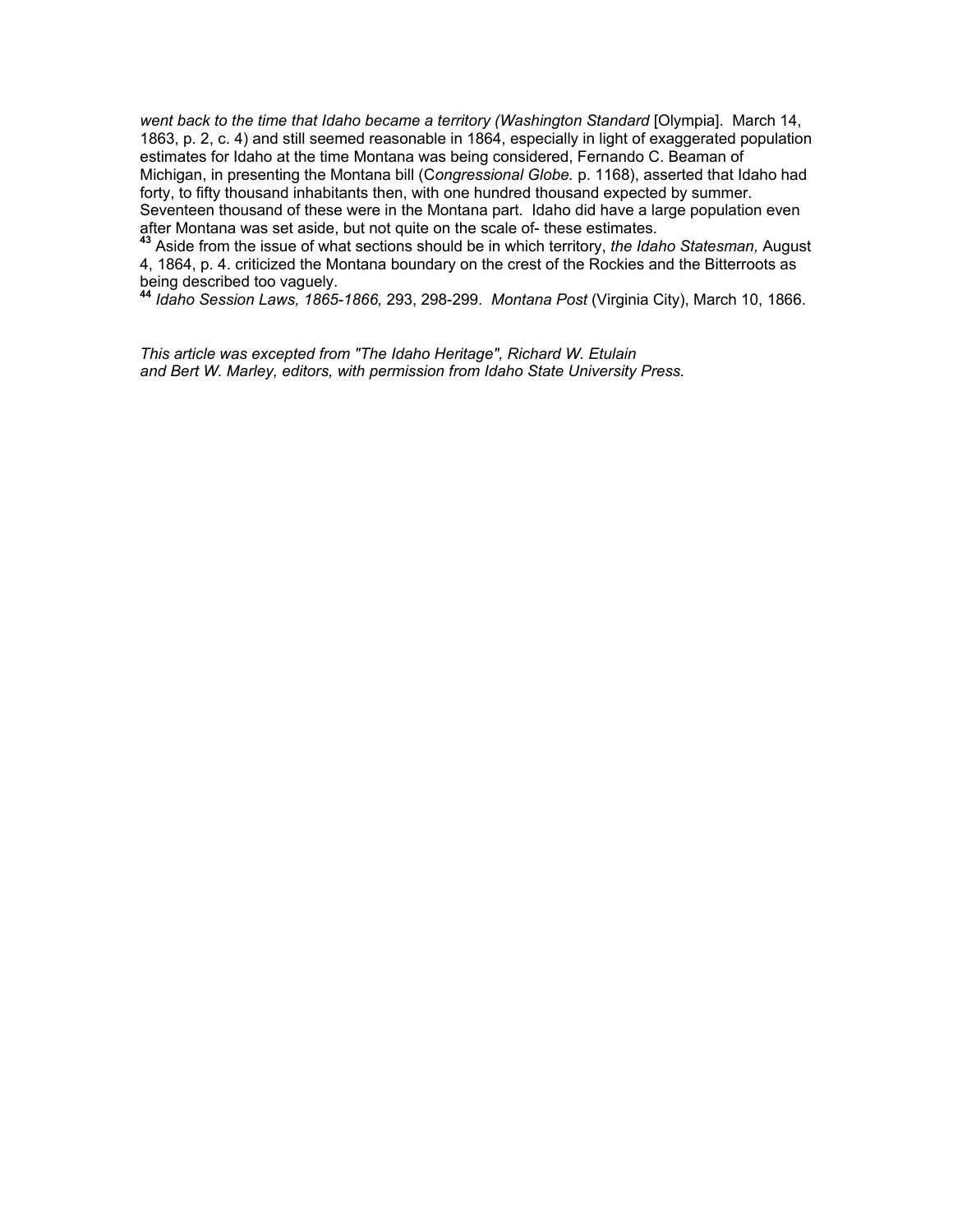*went back to the time that Idaho became a territory (Washington Standard* [Olympia]. March 14, 1863, p. 2, c. 4) and still seemed reasonable in 1864, especially in light of exaggerated population estimates for Idaho at the time Montana was being considered, Fernando C. Beaman of Michigan, in presenting the Montana bill (C*ongressional Globe.* p. 1168), asserted that Idaho had forty, to fifty thousand inhabitants then, with one hundred thousand expected by summer. Seventeen thousand of these were in the Montana part. Idaho did have a large population even after Montana was set aside, but not quite on the scale of- these estimates.

**43** Aside from the issue of what sections should be in which territory, *the Idaho Statesman,* August 4, 1864, p. 4. criticized the Montana boundary on the crest of the Rockies and the Bitterroots as being described too vaguely.

**44** *Idaho Session Laws, 1865-1866,* 293, 298-299. *Montana Post* (Virginia City), March 10, 1866.

*This article was excepted from "The Idaho Heritage", Richard W. Etulain and Bert W. Marley, editors, with permission from Idaho State University Press.*